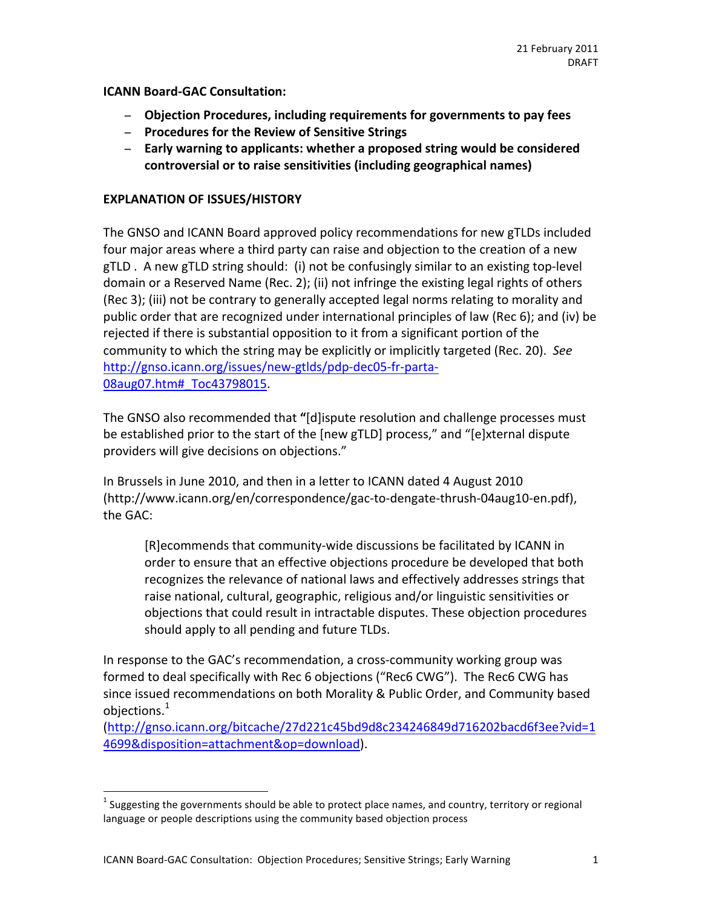21 February 2011
DRAFT

**ICANN Board-GAC Consultation:**

- **Objection Procedures, including requirements for governments to pay fees**
- **Procedures for the Review of Sensitive Strings**
- **Early warning to applicants: whether a proposed string would be considered controversial or to raise sensitivities (including geographical names)**

**EXPLANATION OF ISSUES/HISTORY**

The GNSO and ICANN Board approved policy recommendations for new gTLDs included four major areas where a third party can raise and objection to the creation of a new gTLD . A new gTLD string should: (i) not be confusingly similar to an existing top-level domain or a Reserved Name (Rec. 2); (ii) not infringe the existing legal rights of others (Rec 3); (iii) not be contrary to generally accepted legal norms relating to morality and public order that are recognized under international principles of law (Rec 6); and (iv) be rejected if there is substantial opposition to it from a significant portion of the community to which the string may be explicitly or implicitly targeted (Rec. 20). *See* http://gnso.icann.org/issues/new-gtlds/pdp-dec05-fr-parta-08aug07.htm#_Toc43798015.

The GNSO also recommended that **"**[d]ispute resolution and challenge processes must be established prior to the start of the [new gTLD] process," and "[e]xternal dispute providers will give decisions on objections."

In Brussels in June 2010, and then in a letter to ICANN dated 4 August 2010 (http://www.icann.org/en/correspondence/gac-to-dengate-thrush-04aug10-en.pdf), the GAC:

> [R]ecommends that community-wide discussions be facilitated by ICANN in order to ensure that an effective objections procedure be developed that both recognizes the relevance of national laws and effectively addresses strings that raise national, cultural, geographic, religious and/or linguistic sensitivities or objections that could result in intractable disputes. These objection procedures should apply to all pending and future TLDs.

In response to the GAC's recommendation, a cross-community working group was formed to deal specifically with Rec 6 objections ("Rec6 CWG"). The Rec6 CWG has since issued recommendations on both Morality & Public Order, and Community based objections.[1]
(http://gnso.icann.org/bitcache/27d221c45bd9d8c234246849d716202bacd6f3ee?vid=14699&disposition=attachment&op=download).

[1] Suggesting the governments should be able to protect place names, and country, territory or regional language or people descriptions using the community based objection process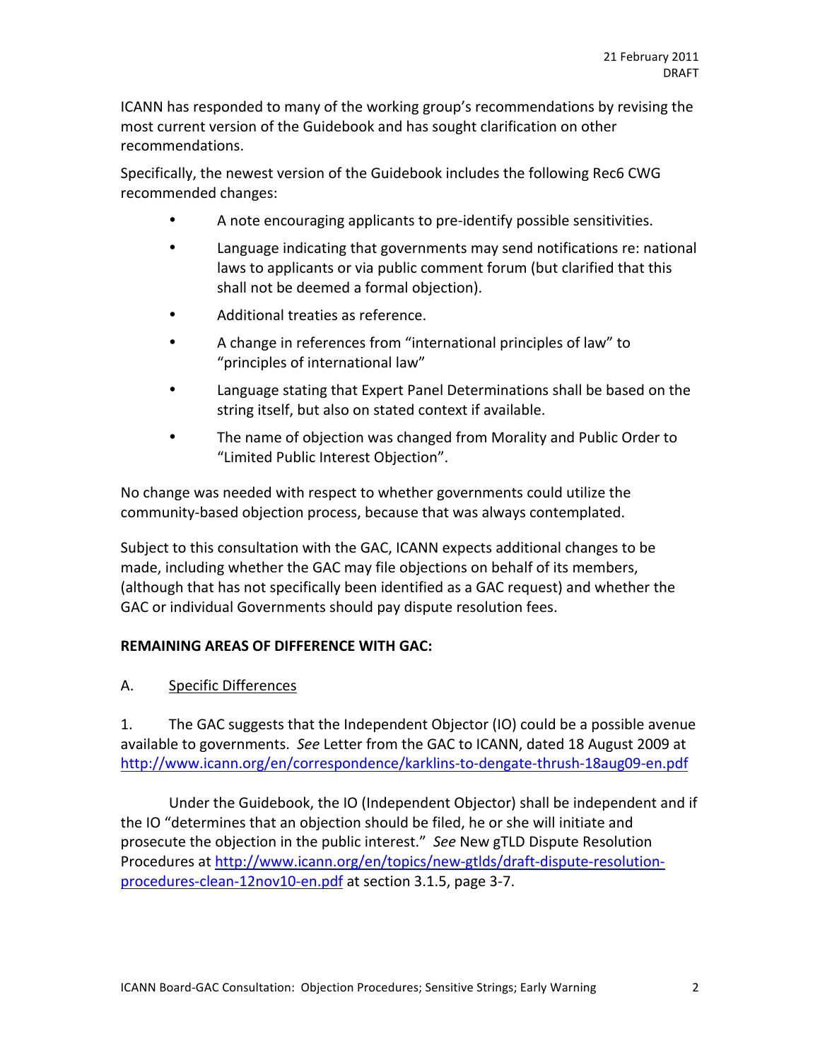ICANN has responded to many of the working group's recommendations by revising the most current version of the Guidebook and has sought clarification on other recommendations.

Specifically, the newest version of the Guidebook includes the following Rec6 CWG recommended changes:

- A note encouraging applicants to pre-identify possible sensitivities.
- Language indicating that governments may send notifications re: national laws to applicants or via public comment forum (but clarified that this shall not be deemed a formal objection).
- Additional treaties as reference.
- A change in references from "international principles of law" to "principles of international law"
- Language stating that Expert Panel Determinations shall be based on the string itself, but also on stated context if available.
- The name of objection was changed from Morality and Public Order to "Limited Public Interest Objection".

No change was needed with respect to whether governments could utilize the community-based objection process, because that was always contemplated.

Subject to this consultation with the GAC, ICANN expects additional changes to be made, including whether the GAC may file objections on behalf of its members, (although that has not specifically been identified as a GAC request) and whether the GAC or individual Governments should pay dispute resolution fees.

**REMAINING AREAS OF DIFFERENCE WITH GAC:**

A. Specific Differences

1. The GAC suggests that the Independent Objector (IO) could be a possible avenue available to governments. *See* Letter from the GAC to ICANN, dated 18 August 2009 at http://www.icann.org/en/correspondence/karklins-to-dengate-thrush-18aug09-en.pdf

Under the Guidebook, the IO (Independent Objector) shall be independent and if the IO "determines that an objection should be filed, he or she will initiate and prosecute the objection in the public interest." *See* New gTLD Dispute Resolution Procedures at http://www.icann.org/en/topics/new-gtlds/draft-dispute-resolution-procedures-clean-12nov10-en.pdf at section 3.1.5, page 3-7.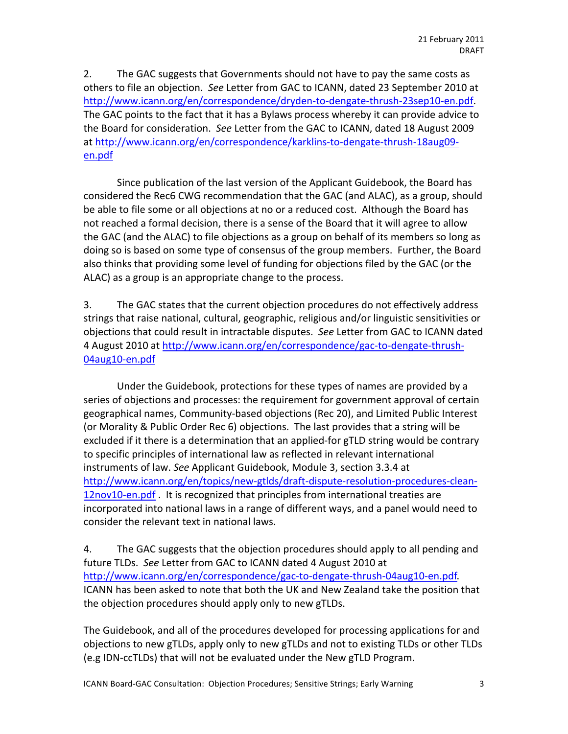2. The GAC suggests that Governments should not have to pay the same costs as others to file an objection. *See* Letter from GAC to ICANN, dated 23 September 2010 at http://www.icann.org/en/correspondence/dryden-to-dengate-thrush-23sep10-en.pdf. The GAC points to the fact that it has a Bylaws process whereby it can provide advice to the Board for consideration. *See* Letter from the GAC to ICANN, dated 18 August 2009 at http://www.icann.org/en/correspondence/karklins-to-dengate-thrush-18aug09-en.pdf

Since publication of the last version of the Applicant Guidebook, the Board has considered the Rec6 CWG recommendation that the GAC (and ALAC), as a group, should be able to file some or all objections at no or a reduced cost. Although the Board has not reached a formal decision, there is a sense of the Board that it will agree to allow the GAC (and the ALAC) to file objections as a group on behalf of its members so long as doing so is based on some type of consensus of the group members. Further, the Board also thinks that providing some level of funding for objections filed by the GAC (or the ALAC) as a group is an appropriate change to the process.

3. The GAC states that the current objection procedures do not effectively address strings that raise national, cultural, geographic, religious and/or linguistic sensitivities or objections that could result in intractable disputes. *See* Letter from GAC to ICANN dated 4 August 2010 at http://www.icann.org/en/correspondence/gac-to-dengate-thrush-04aug10-en.pdf

Under the Guidebook, protections for these types of names are provided by a series of objections and processes: the requirement for government approval of certain geographical names, Community-based objections (Rec 20), and Limited Public Interest (or Morality & Public Order Rec 6) objections. The last provides that a string will be excluded if it there is a determination that an applied-for gTLD string would be contrary to specific principles of international law as reflected in relevant international instruments of law. *See* Applicant Guidebook, Module 3, section 3.3.4 at http://www.icann.org/en/topics/new-gtlds/draft-dispute-resolution-procedures-clean-12nov10-en.pdf . It is recognized that principles from international treaties are incorporated into national laws in a range of different ways, and a panel would need to consider the relevant text in national laws.

4. The GAC suggests that the objection procedures should apply to all pending and future TLDs. *See* Letter from GAC to ICANN dated 4 August 2010 at http://www.icann.org/en/correspondence/gac-to-dengate-thrush-04aug10-en.pdf. ICANN has been asked to note that both the UK and New Zealand take the position that the objection procedures should apply only to new gTLDs.

The Guidebook, and all of the procedures developed for processing applications for and objections to new gTLDs, apply only to new gTLDs and not to existing TLDs or other TLDs (e.g IDN-ccTLDs) that will not be evaluated under the New gTLD Program.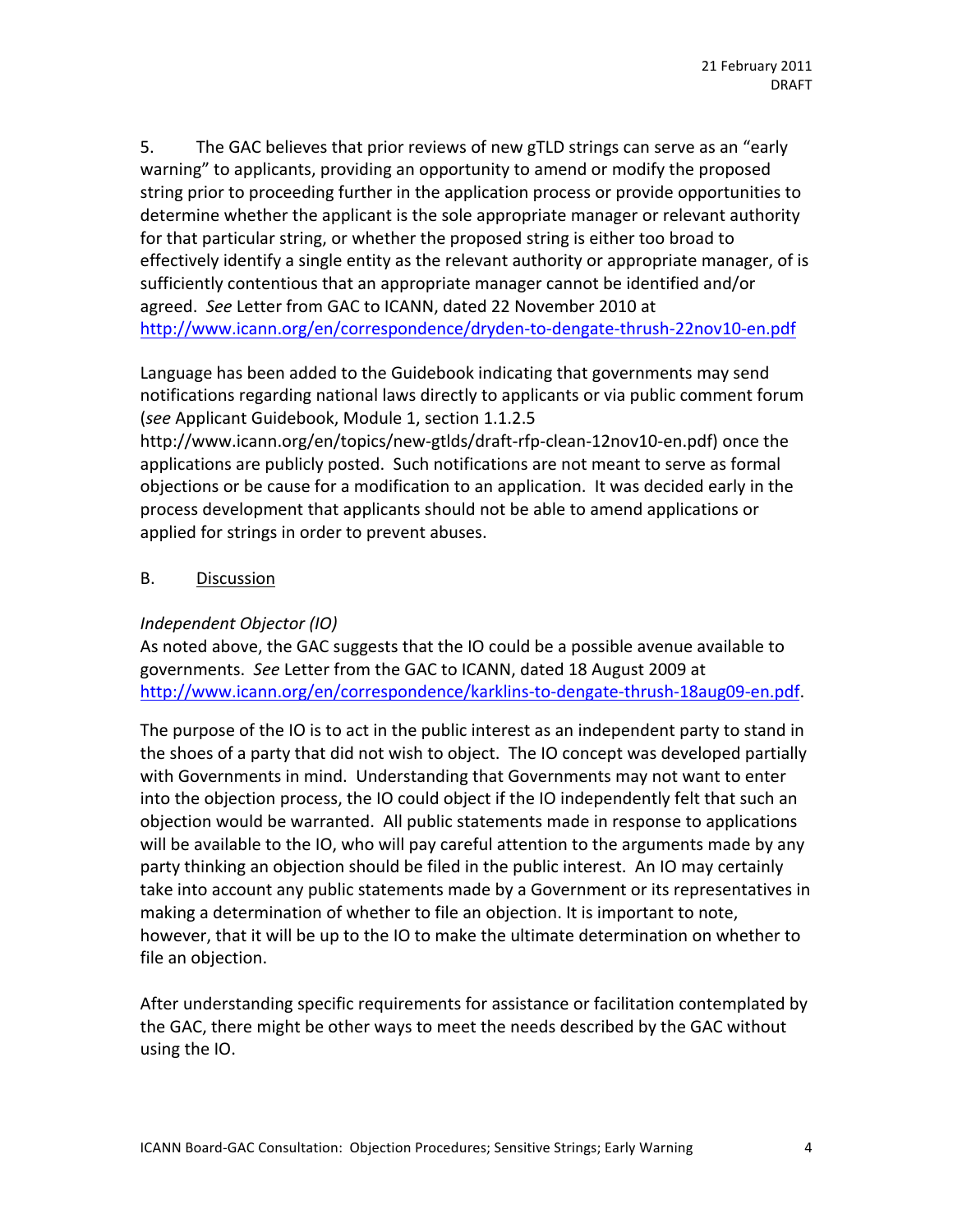5. The GAC believes that prior reviews of new gTLD strings can serve as an "early warning" to applicants, providing an opportunity to amend or modify the proposed string prior to proceeding further in the application process or provide opportunities to determine whether the applicant is the sole appropriate manager or relevant authority for that particular string, or whether the proposed string is either too broad to effectively identify a single entity as the relevant authority or appropriate manager, of is sufficiently contentious that an appropriate manager cannot be identified and/or agreed. *See* Letter from GAC to ICANN, dated 22 November 2010 at http://www.icann.org/en/correspondence/dryden-to-dengate-thrush-22nov10-en.pdf

Language has been added to the Guidebook indicating that governments may send notifications regarding national laws directly to applicants or via public comment forum (*see* Applicant Guidebook, Module 1, section 1.1.2.5 http://www.icann.org/en/topics/new-gtlds/draft-rfp-clean-12nov10-en.pdf) once the applications are publicly posted. Such notifications are not meant to serve as formal objections or be cause for a modification to an application. It was decided early in the process development that applicants should not be able to amend applications or applied for strings in order to prevent abuses.

B. Discussion

*Independent Objector (IO)*

As noted above, the GAC suggests that the IO could be a possible avenue available to governments. *See* Letter from the GAC to ICANN, dated 18 August 2009 at http://www.icann.org/en/correspondence/karklins-to-dengate-thrush-18aug09-en.pdf.

The purpose of the IO is to act in the public interest as an independent party to stand in the shoes of a party that did not wish to object. The IO concept was developed partially with Governments in mind. Understanding that Governments may not want to enter into the objection process, the IO could object if the IO independently felt that such an objection would be warranted. All public statements made in response to applications will be available to the IO, who will pay careful attention to the arguments made by any party thinking an objection should be filed in the public interest. An IO may certainly take into account any public statements made by a Government or its representatives in making a determination of whether to file an objection. It is important to note, however, that it will be up to the IO to make the ultimate determination on whether to file an objection.

After understanding specific requirements for assistance or facilitation contemplated by the GAC, there might be other ways to meet the needs described by the GAC without using the IO.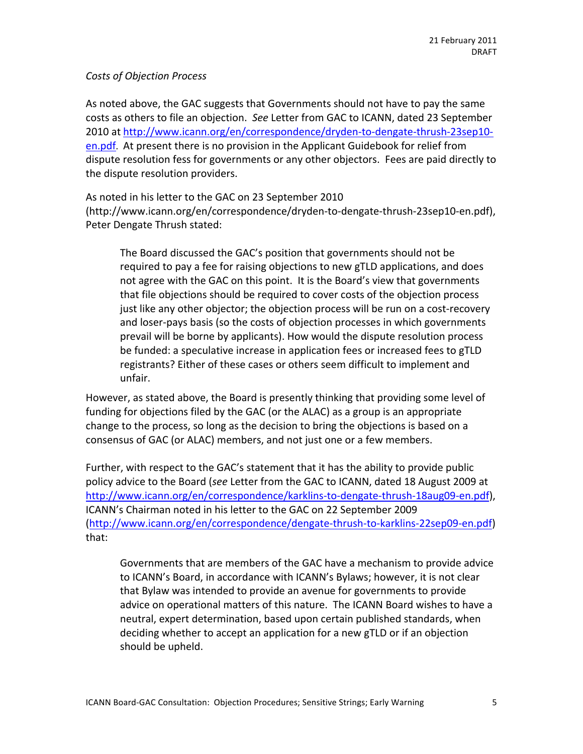*Costs of Objection Process*

As noted above, the GAC suggests that Governments should not have to pay the same costs as others to file an objection. *See* Letter from GAC to ICANN, dated 23 September 2010 at [http://www.icann.org/en/correspondence/dryden-to-dengate-thrush-23sep10-en.pdf](http://www.icann.org/en/correspondence/dryden-to-dengate-thrush-23sep10-en.pdf). At present there is no provision in the Applicant Guidebook for relief from dispute resolution fess for governments or any other objectors. Fees are paid directly to the dispute resolution providers.

As noted in his letter to the GAC on 23 September 2010 (http://www.icann.org/en/correspondence/dryden-to-dengate-thrush-23sep10-en.pdf), Peter Dengate Thrush stated:

> The Board discussed the GAC's position that governments should not be required to pay a fee for raising objections to new gTLD applications, and does not agree with the GAC on this point. It is the Board's view that governments that file objections should be required to cover costs of the objection process just like any other objector; the objection process will be run on a cost-recovery and loser-pays basis (so the costs of objection processes in which governments prevail will be borne by applicants). How would the dispute resolution process be funded: a speculative increase in application fees or increased fees to gTLD registrants? Either of these cases or others seem difficult to implement and unfair.

However, as stated above, the Board is presently thinking that providing some level of funding for objections filed by the GAC (or the ALAC) as a group is an appropriate change to the process, so long as the decision to bring the objections is based on a consensus of GAC (or ALAC) members, and not just one or a few members.

Further, with respect to the GAC's statement that it has the ability to provide public policy advice to the Board (*see* Letter from the GAC to ICANN, dated 18 August 2009 at [http://www.icann.org/en/correspondence/karklins-to-dengate-thrush-18aug09-en.pdf](http://www.icann.org/en/correspondence/karklins-to-dengate-thrush-18aug09-en.pdf)), ICANN's Chairman noted in his letter to the GAC on 22 September 2009 ([http://www.icann.org/en/correspondence/dengate-thrush-to-karklins-22sep09-en.pdf](http://www.icann.org/en/correspondence/dengate-thrush-to-karklins-22sep09-en.pdf)) that:

> Governments that are members of the GAC have a mechanism to provide advice to ICANN's Board, in accordance with ICANN's Bylaws; however, it is not clear that Bylaw was intended to provide an avenue for governments to provide advice on operational matters of this nature. The ICANN Board wishes to have a neutral, expert determination, based upon certain published standards, when deciding whether to accept an application for a new gTLD or if an objection should be upheld.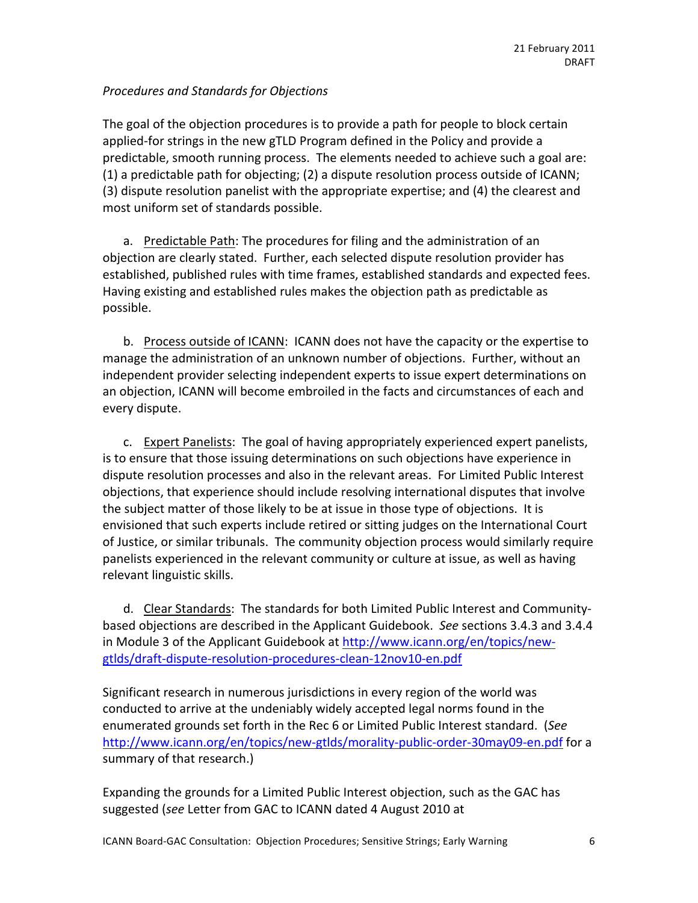*Procedures and Standards for Objections*

The goal of the objection procedures is to provide a path for people to block certain applied-for strings in the new gTLD Program defined in the Policy and provide a predictable, smooth running process. The elements needed to achieve such a goal are: (1) a predictable path for objecting; (2) a dispute resolution process outside of ICANN; (3) dispute resolution panelist with the appropriate expertise; and (4) the clearest and most uniform set of standards possible.

a. Predictable Path: The procedures for filing and the administration of an objection are clearly stated. Further, each selected dispute resolution provider has established, published rules with time frames, established standards and expected fees. Having existing and established rules makes the objection path as predictable as possible.

b. Process outside of ICANN: ICANN does not have the capacity or the expertise to manage the administration of an unknown number of objections. Further, without an independent provider selecting independent experts to issue expert determinations on an objection, ICANN will become embroiled in the facts and circumstances of each and every dispute.

c. Expert Panelists: The goal of having appropriately experienced expert panelists, is to ensure that those issuing determinations on such objections have experience in dispute resolution processes and also in the relevant areas. For Limited Public Interest objections, that experience should include resolving international disputes that involve the subject matter of those likely to be at issue in those type of objections. It is envisioned that such experts include retired or sitting judges on the International Court of Justice, or similar tribunals. The community objection process would similarly require panelists experienced in the relevant community or culture at issue, as well as having relevant linguistic skills.

d. Clear Standards: The standards for both Limited Public Interest and Community-based objections are described in the Applicant Guidebook. *See* sections 3.4.3 and 3.4.4 in Module 3 of the Applicant Guidebook at http://www.icann.org/en/topics/new-gtlds/draft-dispute-resolution-procedures-clean-12nov10-en.pdf

Significant research in numerous jurisdictions in every region of the world was conducted to arrive at the undeniably widely accepted legal norms found in the enumerated grounds set forth in the Rec 6 or Limited Public Interest standard. (*See* http://www.icann.org/en/topics/new-gtlds/morality-public-order-30may09-en.pdf for a summary of that research.)

Expanding the grounds for a Limited Public Interest objection, such as the GAC has suggested (*see* Letter from GAC to ICANN dated 4 August 2010 at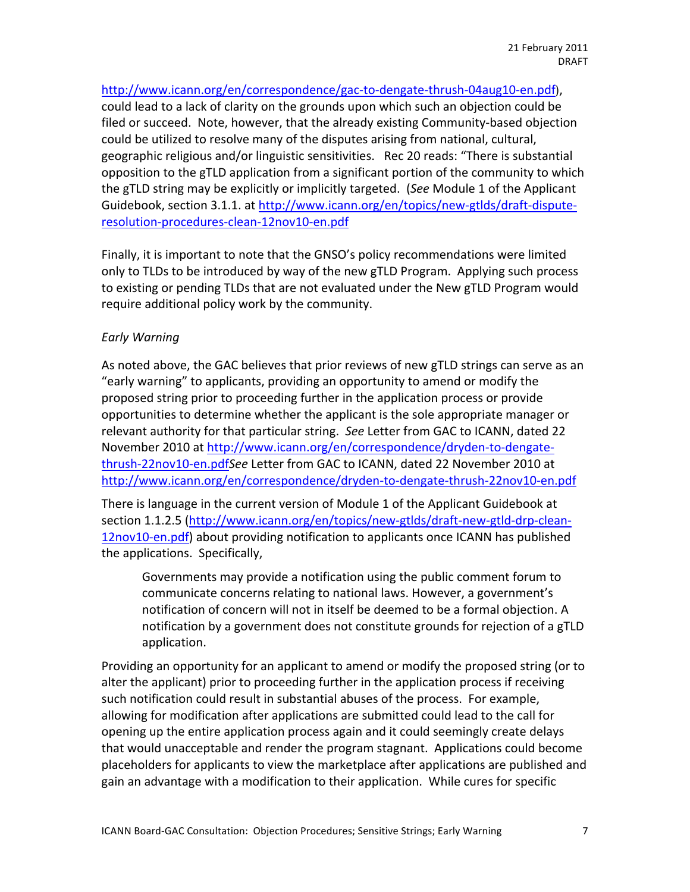http://www.icann.org/en/correspondence/gac-to-dengate-thrush-04aug10-en.pdf), could lead to a lack of clarity on the grounds upon which such an objection could be filed or succeed. Note, however, that the already existing Community-based objection could be utilized to resolve many of the disputes arising from national, cultural, geographic religious and/or linguistic sensitivities. Rec 20 reads: "There is substantial opposition to the gTLD application from a significant portion of the community to which the gTLD string may be explicitly or implicitly targeted. (*See* Module 1 of the Applicant Guidebook, section 3.1.1. at http://www.icann.org/en/topics/new-gtlds/draft-dispute-resolution-procedures-clean-12nov10-en.pdf

Finally, it is important to note that the GNSO's policy recommendations were limited only to TLDs to be introduced by way of the new gTLD Program. Applying such process to existing or pending TLDs that are not evaluated under the New gTLD Program would require additional policy work by the community.

*Early Warning*

As noted above, the GAC believes that prior reviews of new gTLD strings can serve as an "early warning" to applicants, providing an opportunity to amend or modify the proposed string prior to proceeding further in the application process or provide opportunities to determine whether the applicant is the sole appropriate manager or relevant authority for that particular string. *See* Letter from GAC to ICANN, dated 22 November 2010 at http://www.icann.org/en/correspondence/dryden-to-dengate-thrush-22nov10-en.pdf*See* Letter from GAC to ICANN, dated 22 November 2010 at http://www.icann.org/en/correspondence/dryden-to-dengate-thrush-22nov10-en.pdf

There is language in the current version of Module 1 of the Applicant Guidebook at section 1.1.2.5 (http://www.icann.org/en/topics/new-gtlds/draft-new-gtld-drp-clean-12nov10-en.pdf) about providing notification to applicants once ICANN has published the applications. Specifically,

> Governments may provide a notification using the public comment forum to communicate concerns relating to national laws. However, a government's notification of concern will not in itself be deemed to be a formal objection. A notification by a government does not constitute grounds for rejection of a gTLD application.

Providing an opportunity for an applicant to amend or modify the proposed string (or to alter the applicant) prior to proceeding further in the application process if receiving such notification could result in substantial abuses of the process. For example, allowing for modification after applications are submitted could lead to the call for opening up the entire application process again and it could seemingly create delays that would unacceptable and render the program stagnant. Applications could become placeholders for applicants to view the marketplace after applications are published and gain an advantage with a modification to their application. While cures for specific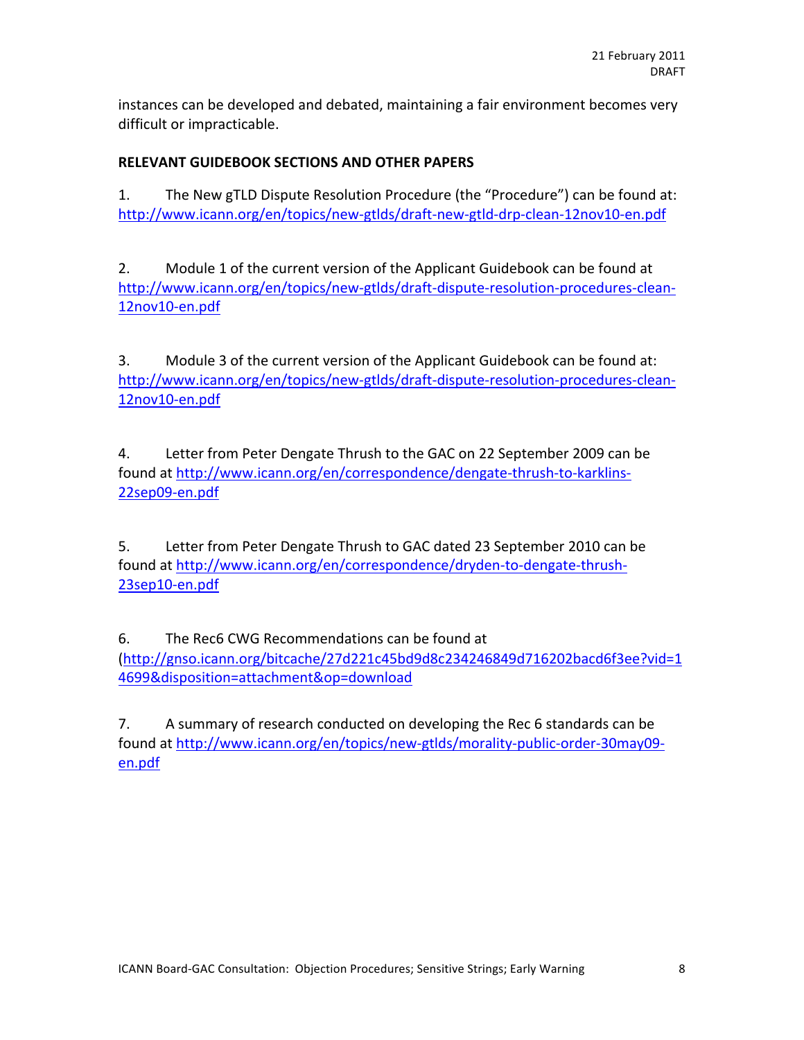instances can be developed and debated, maintaining a fair environment becomes very difficult or impracticable.

**RELEVANT GUIDEBOOK SECTIONS AND OTHER PAPERS**

1. The New gTLD Dispute Resolution Procedure (the "Procedure") can be found at: http://www.icann.org/en/topics/new-gtlds/draft-new-gtld-drp-clean-12nov10-en.pdf

2. Module 1 of the current version of the Applicant Guidebook can be found at http://www.icann.org/en/topics/new-gtlds/draft-dispute-resolution-procedures-clean-12nov10-en.pdf

3. Module 3 of the current version of the Applicant Guidebook can be found at: http://www.icann.org/en/topics/new-gtlds/draft-dispute-resolution-procedures-clean-12nov10-en.pdf

4. Letter from Peter Dengate Thrush to the GAC on 22 September 2009 can be found at http://www.icann.org/en/correspondence/dengate-thrush-to-karklins-22sep09-en.pdf

5. Letter from Peter Dengate Thrush to GAC dated 23 September 2010 can be found at http://www.icann.org/en/correspondence/dryden-to-dengate-thrush-23sep10-en.pdf

6. The Rec6 CWG Recommendations can be found at (http://gnso.icann.org/bitcache/27d221c45bd9d8c234246849d716202bacd6f3ee?vid=14699&disposition=attachment&op=download

7. A summary of research conducted on developing the Rec 6 standards can be found at http://www.icann.org/en/topics/new-gtlds/morality-public-order-30may09-en.pdf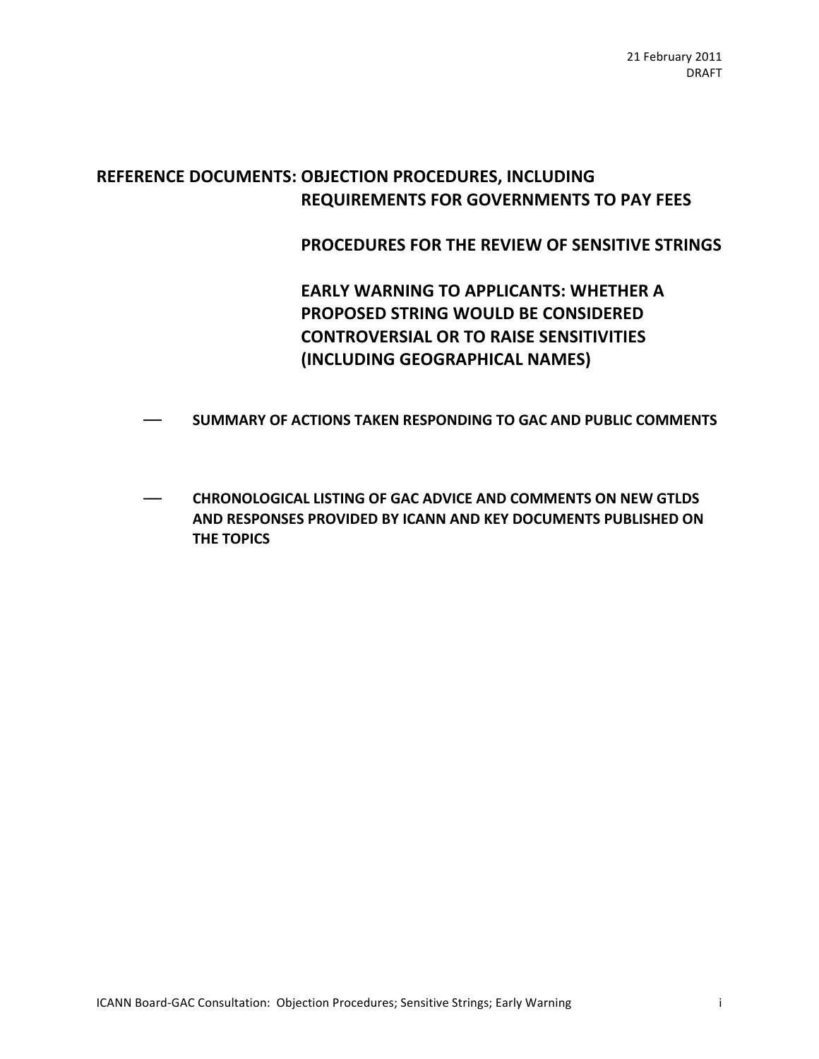21 February 2011
DRAFT

# REFERENCE DOCUMENTS: OBJECTION PROCEDURES, INCLUDING REQUIREMENTS FOR GOVERNMENTS TO PAY FEES

# PROCEDURES FOR THE REVIEW OF SENSITIVE STRINGS

# EARLY WARNING TO APPLICANTS: WHETHER A PROPOSED STRING WOULD BE CONSIDERED CONTROVERSIAL OR TO RAISE SENSITIVITIES (INCLUDING GEOGRAPHICAL NAMES)

- **SUMMARY OF ACTIONS TAKEN RESPONDING TO GAC AND PUBLIC COMMENTS**

- **CHRONOLOGICAL LISTING OF GAC ADVICE AND COMMENTS ON NEW GTLDS AND RESPONSES PROVIDED BY ICANN AND KEY DOCUMENTS PUBLISHED ON THE TOPICS**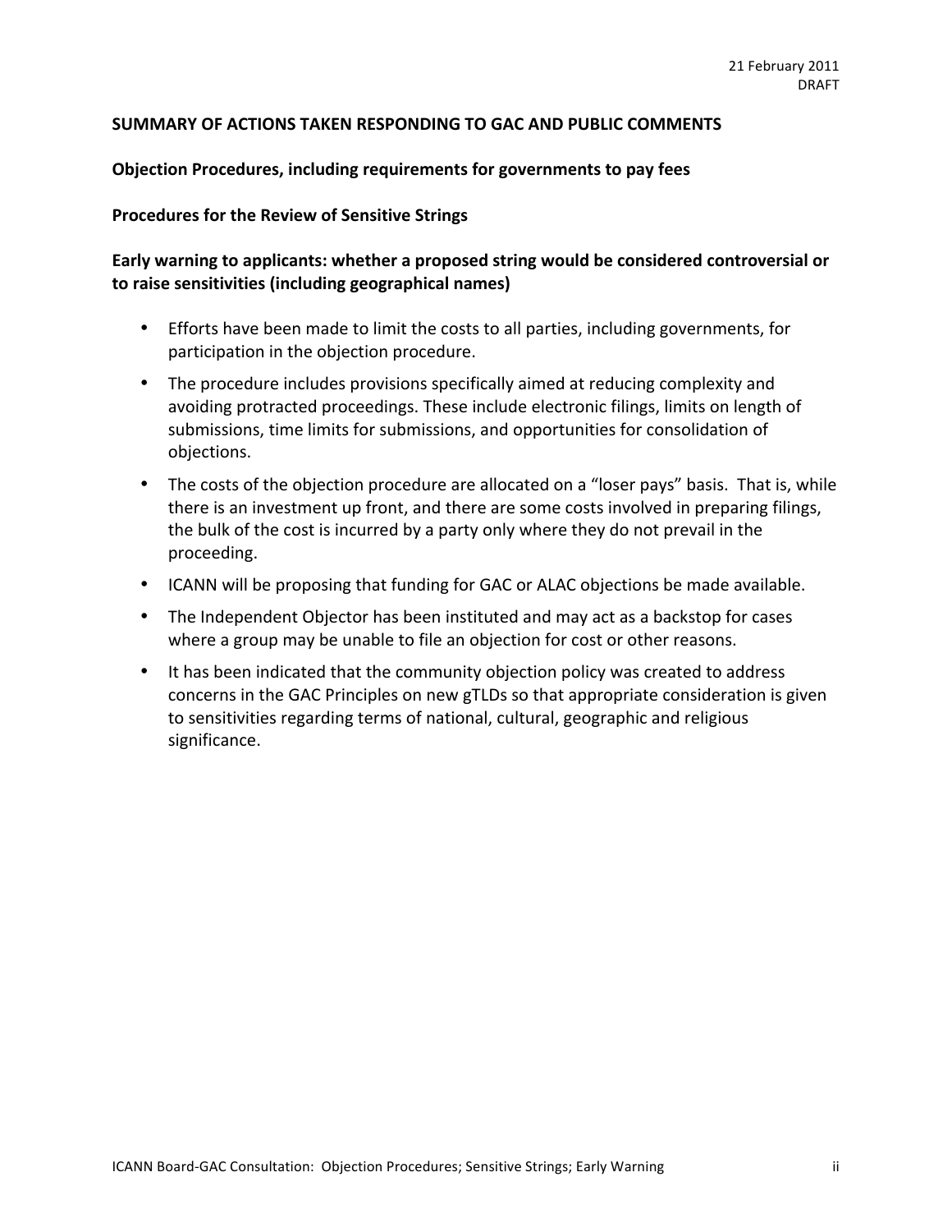21 February 2011
DRAFT

**SUMMARY OF ACTIONS TAKEN RESPONDING TO GAC AND PUBLIC COMMENTS**

**Objection Procedures, including requirements for governments to pay fees**

**Procedures for the Review of Sensitive Strings**

**Early warning to applicants: whether a proposed string would be considered controversial or to raise sensitivities (including geographical names)**

- Efforts have been made to limit the costs to all parties, including governments, for participation in the objection procedure.
- The procedure includes provisions specifically aimed at reducing complexity and avoiding protracted proceedings. These include electronic filings, limits on length of submissions, time limits for submissions, and opportunities for consolidation of objections.
- The costs of the objection procedure are allocated on a "loser pays" basis. That is, while there is an investment up front, and there are some costs involved in preparing filings, the bulk of the cost is incurred by a party only where they do not prevail in the proceeding.
- ICANN will be proposing that funding for GAC or ALAC objections be made available.
- The Independent Objector has been instituted and may act as a backstop for cases where a group may be unable to file an objection for cost or other reasons.
- It has been indicated that the community objection policy was created to address concerns in the GAC Principles on new gTLDs so that appropriate consideration is given to sensitivities regarding terms of national, cultural, geographic and religious significance.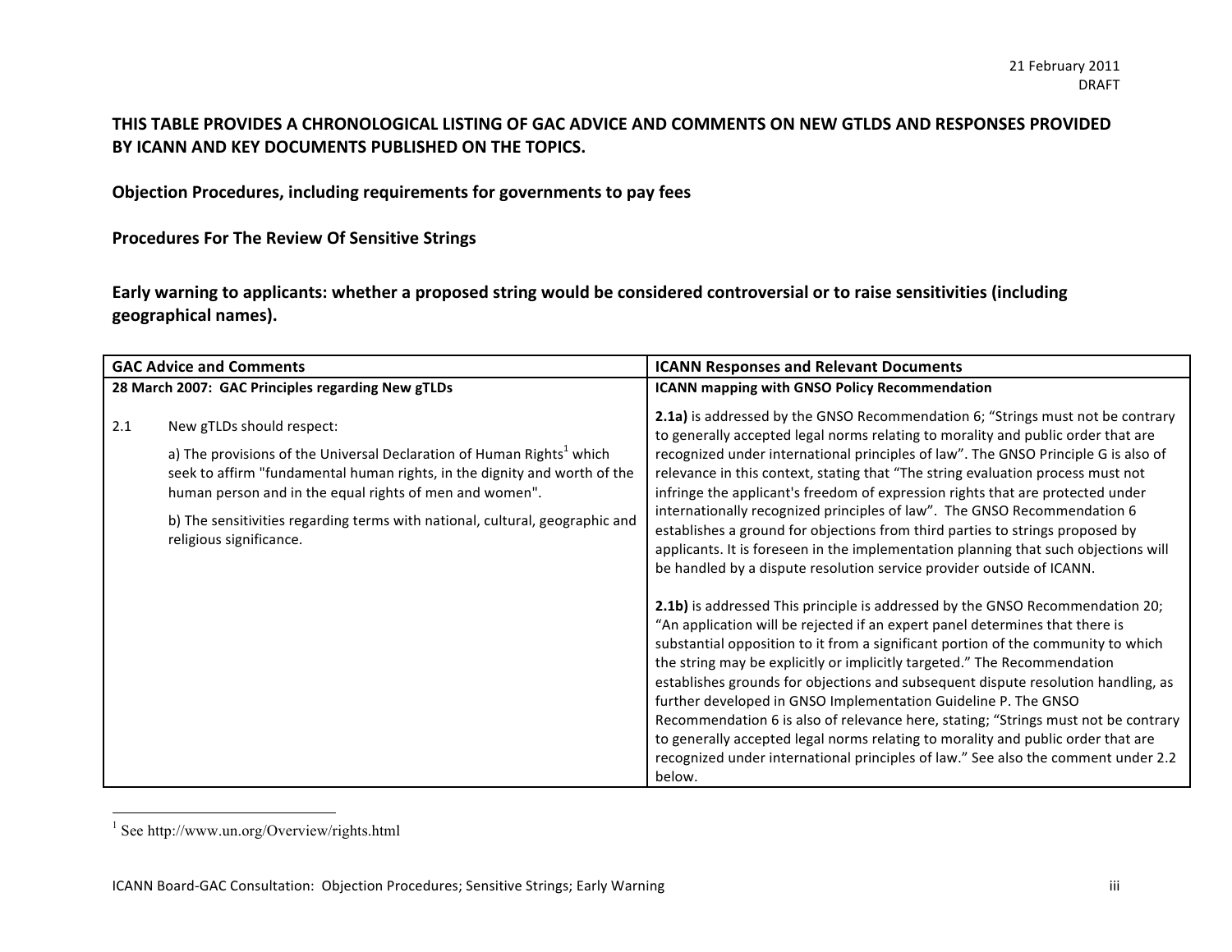21 February 2011
DRAFT

**THIS TABLE PROVIDES A CHRONOLOGICAL LISTING OF GAC ADVICE AND COMMENTS ON NEW GTLDS AND RESPONSES PROVIDED BY ICANN AND KEY DOCUMENTS PUBLISHED ON THE TOPICS.**

**Objection Procedures, including requirements for governments to pay fees**

**Procedures For The Review Of Sensitive Strings**

**Early warning to applicants: whether a proposed string would be considered controversial or to raise sensitivities (including geographical names).**

| GAC Advice and Comments | ICANN Responses and Relevant Documents |
| --- | --- |
| **28 March 2007: GAC Principles regarding New gTLDs** | **ICANN mapping with GNSO Policy Recommendation** |
| 2.1 New gTLDs should respect:<br><br>a) The provisions of the Universal Declaration of Human Rights[1] which seek to affirm "fundamental human rights, in the dignity and worth of the human person and in the equal rights of men and women".<br><br>b) The sensitivities regarding terms with national, cultural, geographic and religious significance. | **2.1a)** is addressed by the GNSO Recommendation 6; "Strings must not be contrary to generally accepted legal norms relating to morality and public order that are recognized under international principles of law". The GNSO Principle G is also of relevance in this context, stating that "The string evaluation process must not infringe the applicant's freedom of expression rights that are protected under internationally recognized principles of law". The GNSO Recommendation 6 establishes a ground for objections from third parties to strings proposed by applicants. It is foreseen in the implementation planning that such objections will be handled by a dispute resolution service provider outside of ICANN.<br><br>**2.1b)** is addressed This principle is addressed by the GNSO Recommendation 20; "An application will be rejected if an expert panel determines that there is substantial opposition to it from a significant portion of the community to which the string may be explicitly or implicitly targeted." The Recommendation establishes grounds for objections and subsequent dispute resolution handling, as further developed in GNSO Implementation Guideline P. The GNSO Recommendation 6 is also of relevance here, stating; "Strings must not be contrary to generally accepted legal norms relating to morality and public order that are recognized under international principles of law." See also the comment under 2.2 below. |

[1] See http://www.un.org/Overview/rights.html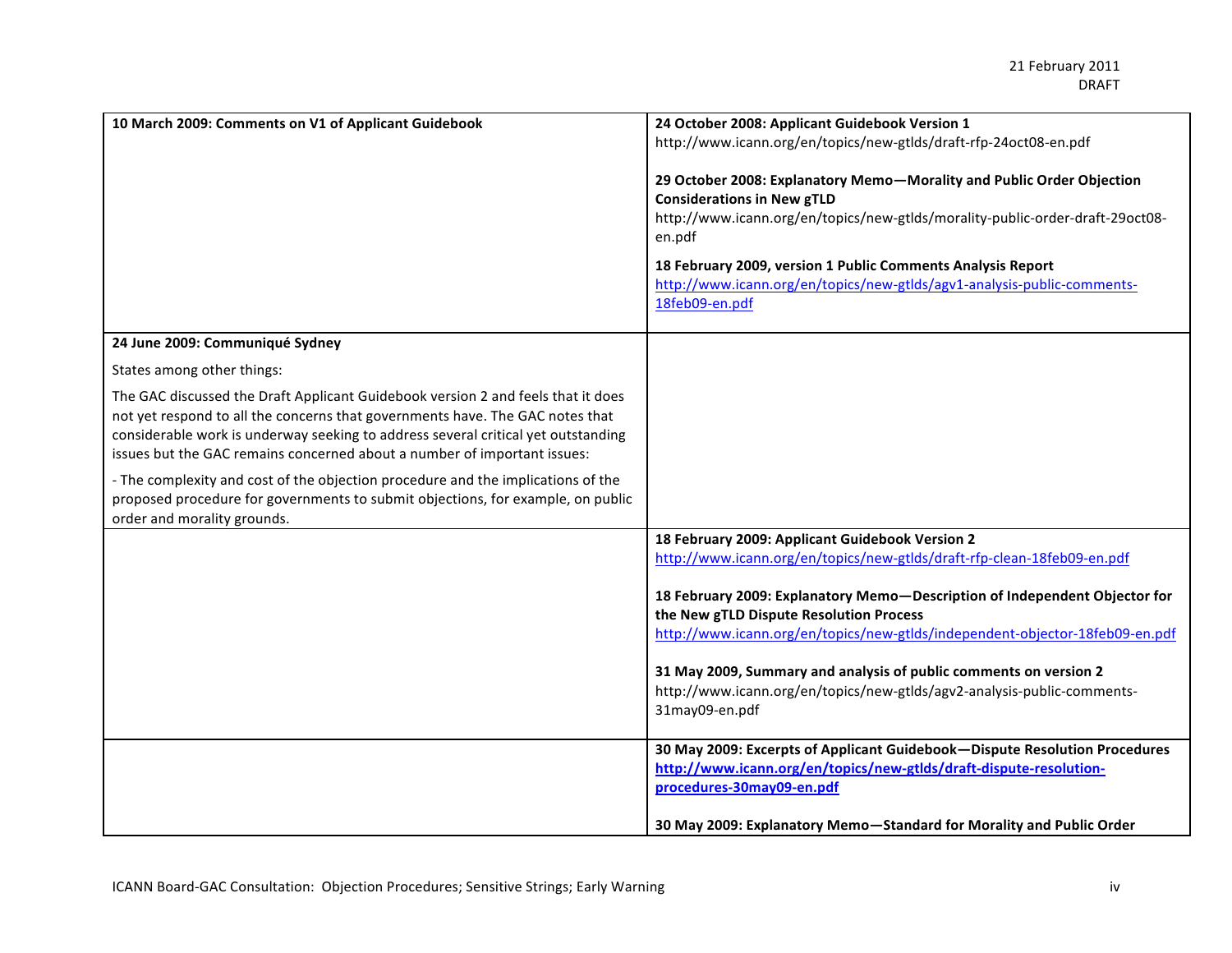21 February 2011
DRAFT

| | |
|---|---|
| **10 March 2009: Comments on V1 of Applicant Guidebook** | **24 October 2008: Applicant Guidebook Version 1**<br>http://www.icann.org/en/topics/new-gtlds/draft-rfp-24oct08-en.pdf<br><br>**29 October 2008: Explanatory Memo—Morality and Public Order Objection Considerations in New gTLD**<br>http://www.icann.org/en/topics/new-gtlds/morality-public-order-draft-29oct08-en.pdf<br><br>**18 February 2009, version 1 Public Comments Analysis Report**<br>http://www.icann.org/en/topics/new-gtlds/agv1-analysis-public-comments-18feb09-en.pdf |
| **24 June 2009: Communiqué Sydney**<br><br>States among other things:<br><br>The GAC discussed the Draft Applicant Guidebook version 2 and feels that it does not yet respond to all the concerns that governments have. The GAC notes that considerable work is underway seeking to address several critical yet outstanding issues but the GAC remains concerned about a number of important issues:<br><br>- The complexity and cost of the objection procedure and the implications of the proposed procedure for governments to submit objections, for example, on public order and morality grounds. | |
| | **18 February 2009: Applicant Guidebook Version 2**<br>http://www.icann.org/en/topics/new-gtlds/draft-rfp-clean-18feb09-en.pdf<br><br>**18 February 2009: Explanatory Memo—Description of Independent Objector for the New gTLD Dispute Resolution Process**<br>http://www.icann.org/en/topics/new-gtlds/independent-objector-18feb09-en.pdf<br><br>**31 May 2009, Summary and analysis of public comments on version 2**<br>http://www.icann.org/en/topics/new-gtlds/agv2-analysis-public-comments-31may09-en.pdf |
| | **30 May 2009: Excerpts of Applicant Guidebook—Dispute Resolution Procedures**<br>**http://www.icann.org/en/topics/new-gtlds/draft-dispute-resolution-procedures-30may09-en.pdf**<br><br>**30 May 2009: Explanatory Memo—Standard for Morality and Public Order** |

ICANN Board-GAC Consultation: Objection Procedures; Sensitive Strings; Early Warning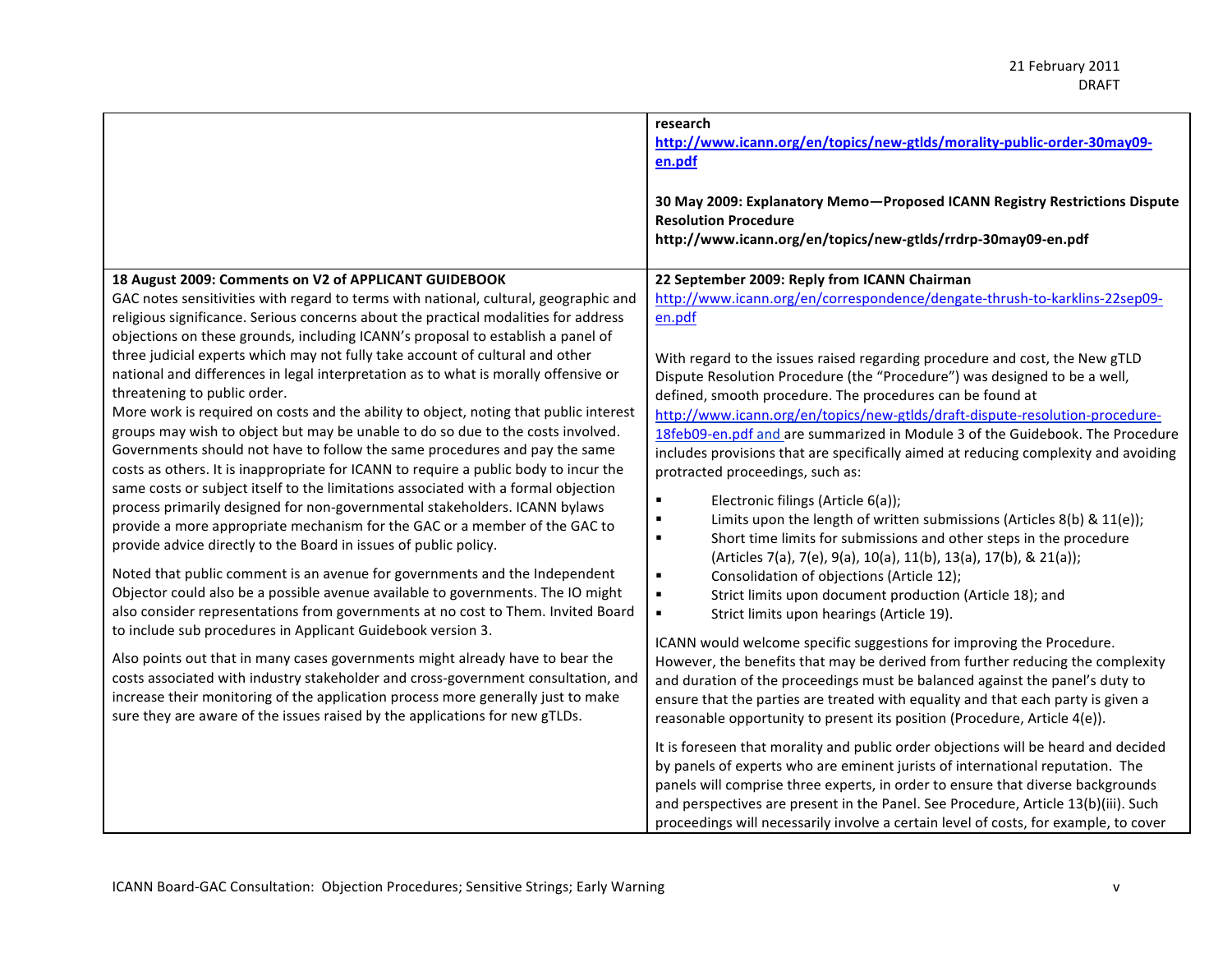| | |
|---|---|
| | **research**<br>**http://www.icann.org/en/topics/new-gtlds/morality-public-order-30may09-en.pdf**<br><br>**30 May 2009: Explanatory Memo—Proposed ICANN Registry Restrictions Dispute Resolution Procedure**<br>**http://www.icann.org/en/topics/new-gtlds/rrdrp-30may09-en.pdf** |
| **18 August 2009: Comments on V2 of APPLICANT GUIDEBOOK**<br>GAC notes sensitivities with regard to terms with national, cultural, geographic and religious significance. Serious concerns about the practical modalities for address objections on these grounds, including ICANN's proposal to establish a panel of three judicial experts which may not fully take account of cultural and other national and differences in legal interpretation as to what is morally offensive or threatening to public order.<br>More work is required on costs and the ability to object, noting that public interest groups may wish to object but may be unable to do so due to the costs involved. Governments should not have to follow the same procedures and pay the same costs as others. It is inappropriate for ICANN to require a public body to incur the same costs or subject itself to the limitations associated with a formal objection process primarily designed for non-governmental stakeholders. ICANN bylaws provide a more appropriate mechanism for the GAC or a member of the GAC to provide advice directly to the Board in issues of public policy.<br><br>Noted that public comment is an avenue for governments and the Independent Objector could also be a possible avenue available to governments. The IO might also consider representations from governments at no cost to Them. Invited Board to include sub procedures in Applicant Guidebook version 3.<br><br>Also points out that in many cases governments might already have to bear the costs associated with industry stakeholder and cross-government consultation, and increase their monitoring of the application process more generally just to make sure they are aware of the issues raised by the applications for new gTLDs. | **22 September 2009: Reply from ICANN Chairman**<br>http://www.icann.org/en/correspondence/dengate-thrush-to-karklins-22sep09-en.pdf<br><br>With regard to the issues raised regarding procedure and cost, the New gTLD Dispute Resolution Procedure (the "Procedure") was designed to be a well, defined, smooth procedure. The procedures can be found at http://www.icann.org/en/topics/new-gtlds/draft-dispute-resolution-procedure-18feb09-en.pdf and are summarized in Module 3 of the Guidebook. The Procedure includes provisions that are specifically aimed at reducing complexity and avoiding protracted proceedings, such as:<br>▪ Electronic filings (Article 6(a));<br>▪ Limits upon the length of written submissions (Articles 8(b) & 11(e));<br>▪ Short time limits for submissions and other steps in the procedure (Articles 7(a), 7(e), 9(a), 10(a), 11(b), 13(a), 17(b), & 21(a));<br>▪ Consolidation of objections (Article 12);<br>▪ Strict limits upon document production (Article 18); and<br>▪ Strict limits upon hearings (Article 19).<br><br>ICANN would welcome specific suggestions for improving the Procedure. However, the benefits that may be derived from further reducing the complexity and duration of the proceedings must be balanced against the panel's duty to ensure that the parties are treated with equality and that each party is given a reasonable opportunity to present its position (Procedure, Article 4(e)).<br><br>It is foreseen that morality and public order objections will be heard and decided by panels of experts who are eminent jurists of international reputation. The panels will comprise three experts, in order to ensure that diverse backgrounds and perspectives are present in the Panel. See Procedure, Article 13(b)(iii). Such proceedings will necessarily involve a certain level of costs, for example, to cover |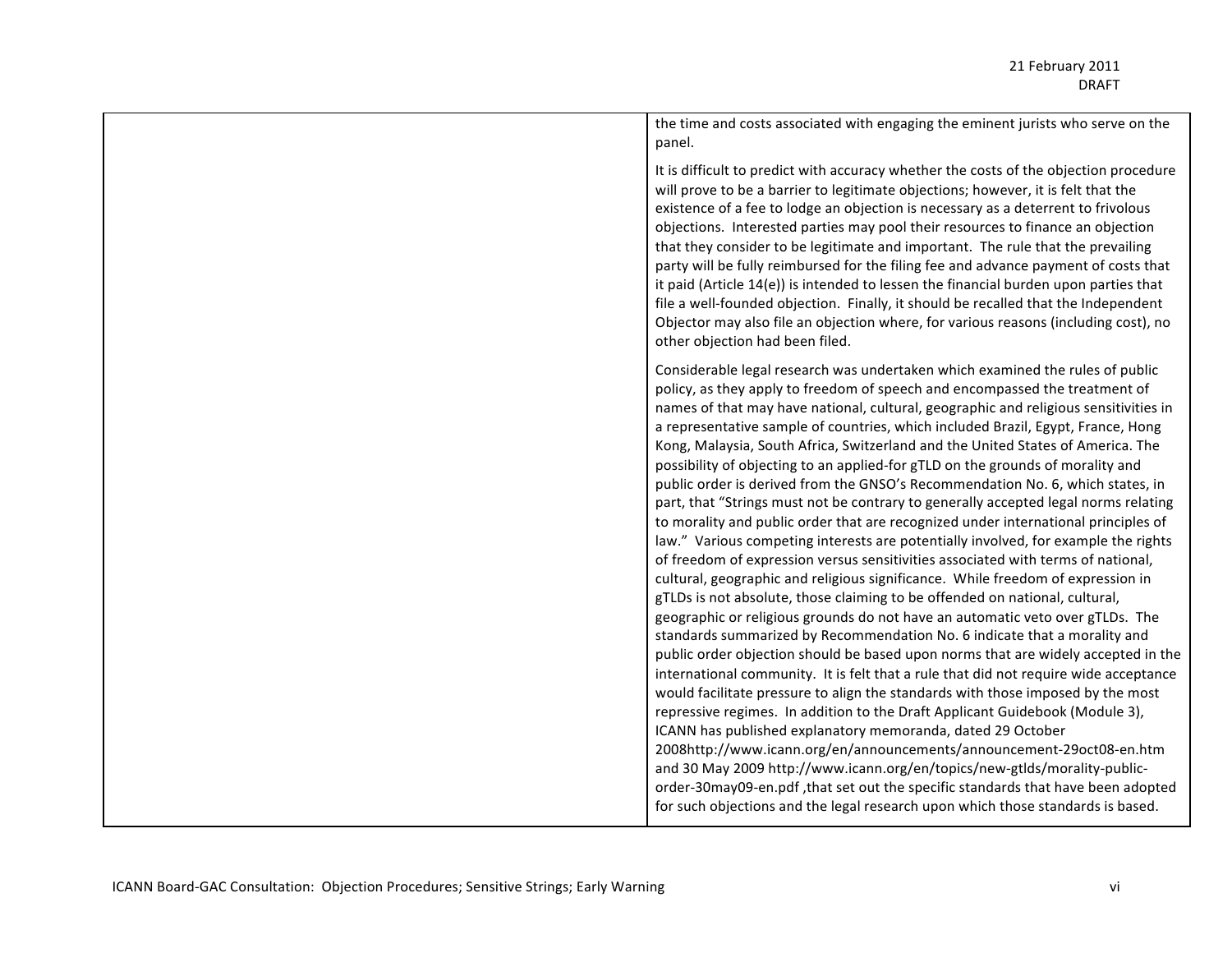| | |
|---|---|
| | the time and costs associated with engaging the eminent jurists who serve on the panel.<br><br>It is difficult to predict with accuracy whether the costs of the objection procedure will prove to be a barrier to legitimate objections; however, it is felt that the existence of a fee to lodge an objection is necessary as a deterrent to frivolous objections. Interested parties may pool their resources to finance an objection that they consider to be legitimate and important. The rule that the prevailing party will be fully reimbursed for the filing fee and advance payment of costs that it paid (Article 14(e)) is intended to lessen the financial burden upon parties that file a well-founded objection. Finally, it should be recalled that the Independent Objector may also file an objection where, for various reasons (including cost), no other objection had been filed.<br><br>Considerable legal research was undertaken which examined the rules of public policy, as they apply to freedom of speech and encompassed the treatment of names of that may have national, cultural, geographic and religious sensitivities in a representative sample of countries, which included Brazil, Egypt, France, Hong Kong, Malaysia, South Africa, Switzerland and the United States of America. The possibility of objecting to an applied-for gTLD on the grounds of morality and public order is derived from the GNSO's Recommendation No. 6, which states, in part, that "Strings must not be contrary to generally accepted legal norms relating to morality and public order that are recognized under international principles of law." Various competing interests are potentially involved, for example the rights of freedom of expression versus sensitivities associated with terms of national, cultural, geographic and religious significance. While freedom of expression in gTLDs is not absolute, those claiming to be offended on national, cultural, geographic or religious grounds do not have an automatic veto over gTLDs. The standards summarized by Recommendation No. 6 indicate that a morality and public order objection should be based upon norms that are widely accepted in the international community. It is felt that a rule that did not require wide acceptance would facilitate pressure to align the standards with those imposed by the most repressive regimes. In addition to the Draft Applicant Guidebook (Module 3), ICANN has published explanatory memoranda, dated 29 October 2008http://www.icann.org/en/announcements/announcement-29oct08-en.htm and 30 May 2009 http://www.icann.org/en/topics/new-gtlds/morality-public-order-30may09-en.pdf ,that set out the specific standards that have been adopted for such objections and the legal research upon which those standards is based. |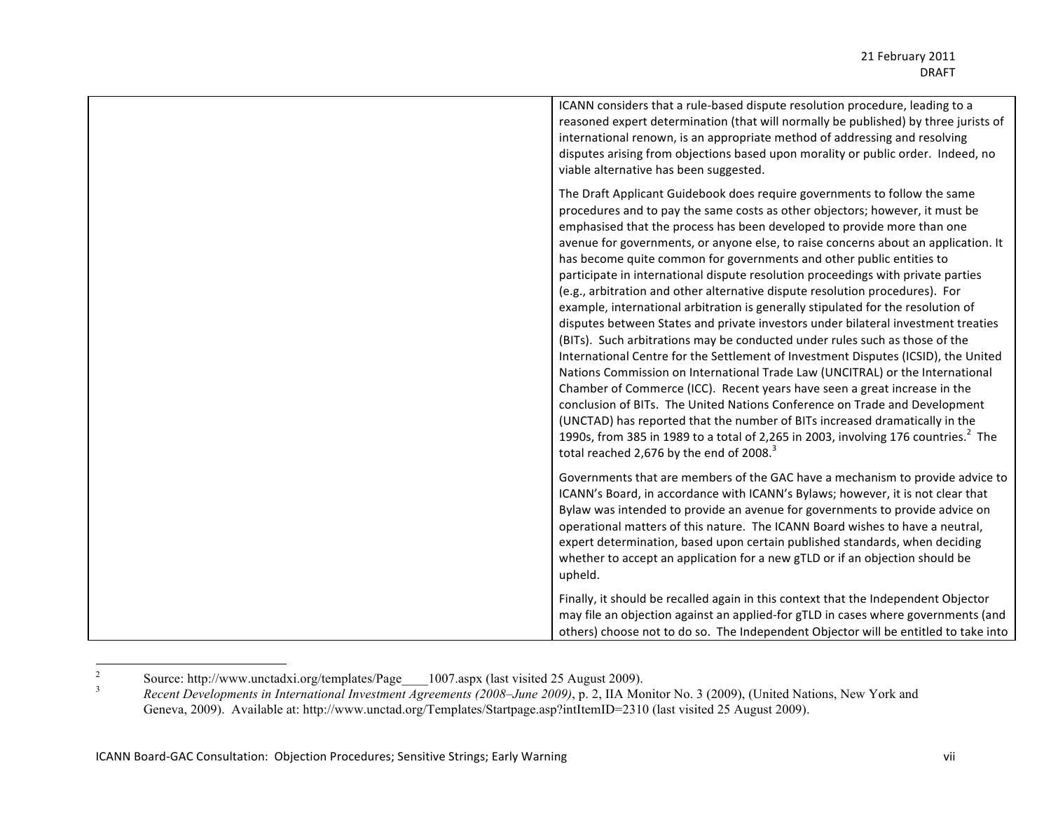| | |
|---|---|
| | ICANN considers that a rule-based dispute resolution procedure, leading to a reasoned expert determination (that will normally be published) by three jurists of international renown, is an appropriate method of addressing and resolving disputes arising from objections based upon morality or public order. Indeed, no viable alternative has been suggested.<br><br>The Draft Applicant Guidebook does require governments to follow the same procedures and to pay the same costs as other objectors; however, it must be emphasised that the process has been developed to provide more than one avenue for governments, or anyone else, to raise concerns about an application. It has become quite common for governments and other public entities to participate in international dispute resolution proceedings with private parties (e.g., arbitration and other alternative dispute resolution procedures). For example, international arbitration is generally stipulated for the resolution of disputes between States and private investors under bilateral investment treaties (BITs). Such arbitrations may be conducted under rules such as those of the International Centre for the Settlement of Investment Disputes (ICSID), the United Nations Commission on International Trade Law (UNCITRAL) or the International Chamber of Commerce (ICC). Recent years have seen a great increase in the conclusion of BITs. The United Nations Conference on Trade and Development (UNCTAD) has reported that the number of BITs increased dramatically in the 1990s, from 385 in 1989 to a total of 2,265 in 2003, involving 176 countries.[2] The total reached 2,676 by the end of 2008.[3]<br><br>Governments that are members of the GAC have a mechanism to provide advice to ICANN's Board, in accordance with ICANN's Bylaws; however, it is not clear that Bylaw was intended to provide an avenue for governments to provide advice on operational matters of this nature. The ICANN Board wishes to have a neutral, expert determination, based upon certain published standards, when deciding whether to accept an application for a new gTLD or if an objection should be upheld.<br><br>Finally, it should be recalled again in this context that the Independent Objector may file an objection against an applied-for gTLD in cases where governments (and others) choose not to do so. The Independent Objector will be entitled to take into |

[2] Source: http://www.unctadxi.org/templates/Page____1007.aspx (last visited 25 August 2009).

[3] *Recent Developments in International Investment Agreements (2008–June 2009)*, p. 2, IIA Monitor No. 3 (2009), (United Nations, New York and Geneva, 2009). Available at: http://www.unctad.org/Templates/Startpage.asp?intItemID=2310 (last visited 25 August 2009).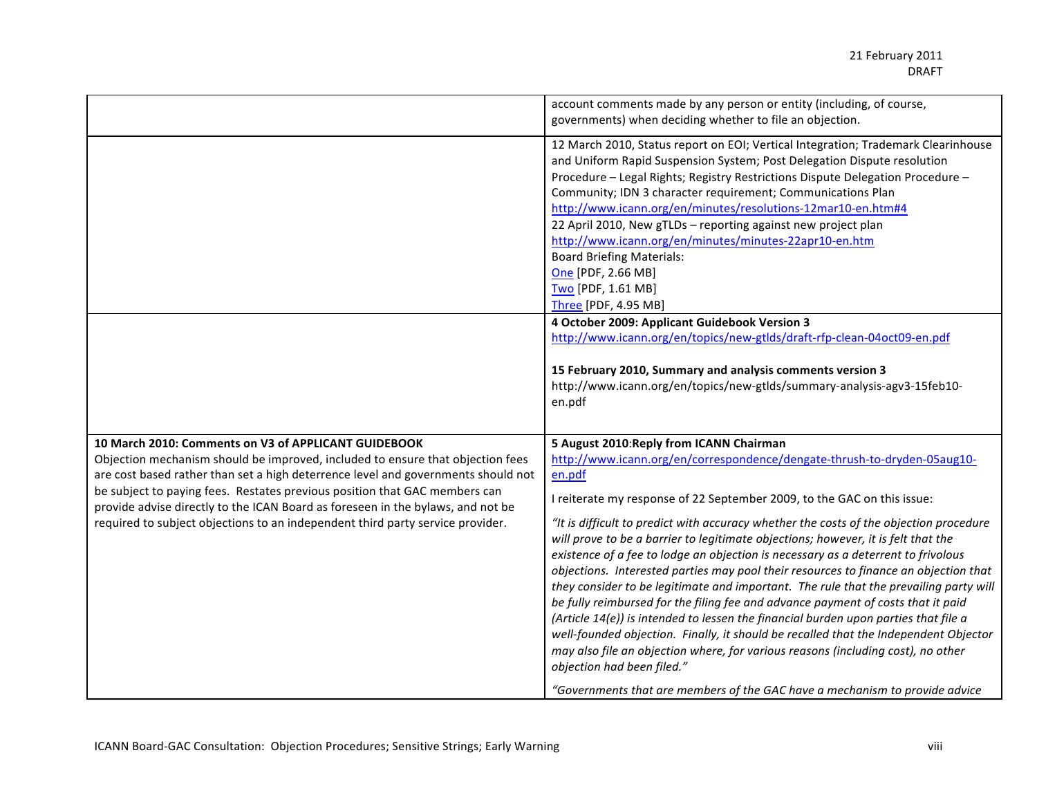| | |
|---|---|
| | account comments made by any person or entity (including, of course, governments) when deciding whether to file an objection. |
| | 12 March 2010, Status report on EOI; Vertical Integration; Trademark Clearinhouse and Uniform Rapid Suspension System; Post Delegation Dispute resolution Procedure – Legal Rights; Registry Restrictions Dispute Delegation Procedure – Community; IDN 3 character requirement; Communications Plan<br>http://www.icann.org/en/minutes/resolutions-12mar10-en.htm#4<br>22 April 2010, New gTLDs – reporting against new project plan<br>http://www.icann.org/en/minutes/minutes-22apr10-en.htm<br>Board Briefing Materials:<br>One [PDF, 2.66 MB]<br>Two [PDF, 1.61 MB]<br>Three [PDF, 4.95 MB] |
| | **4 October 2009: Applicant Guidebook Version 3**<br>http://www.icann.org/en/topics/new-gtlds/draft-rfp-clean-04oct09-en.pdf<br><br>**15 February 2010, Summary and analysis comments version 3**<br>http://www.icann.org/en/topics/new-gtlds/summary-analysis-agv3-15feb10-en.pdf |
| **10 March 2010: Comments on V3 of APPLICANT GUIDEBOOK**<br>Objection mechanism should be improved, included to ensure that objection fees are cost based rather than set a high deterrence level and governments should not be subject to paying fees. Restates previous position that GAC members can provide advise directly to the ICAN Board as foreseen in the bylaws, and not be required to subject objections to an independent third party service provider. | **5 August 2010**:**Reply from ICANN Chairman**<br>http://www.icann.org/en/correspondence/dengate-thrush-to-dryden-05aug10-en.pdf<br><br>I reiterate my response of 22 September 2009, to the GAC on this issue:<br><br>*"It is difficult to predict with accuracy whether the costs of the objection procedure will prove to be a barrier to legitimate objections; however, it is felt that the existence of a fee to lodge an objection is necessary as a deterrent to frivolous objections. Interested parties may pool their resources to finance an objection that they consider to be legitimate and important. The rule that the prevailing party will be fully reimbursed for the filing fee and advance payment of costs that it paid (Article 14(e)) is intended to lessen the financial burden upon parties that file a well-founded objection. Finally, it should be recalled that the Independent Objector may also file an objection where, for various reasons (including cost), no other objection had been filed."*<br><br>*"Governments that are members of the GAC have a mechanism to provide advice* |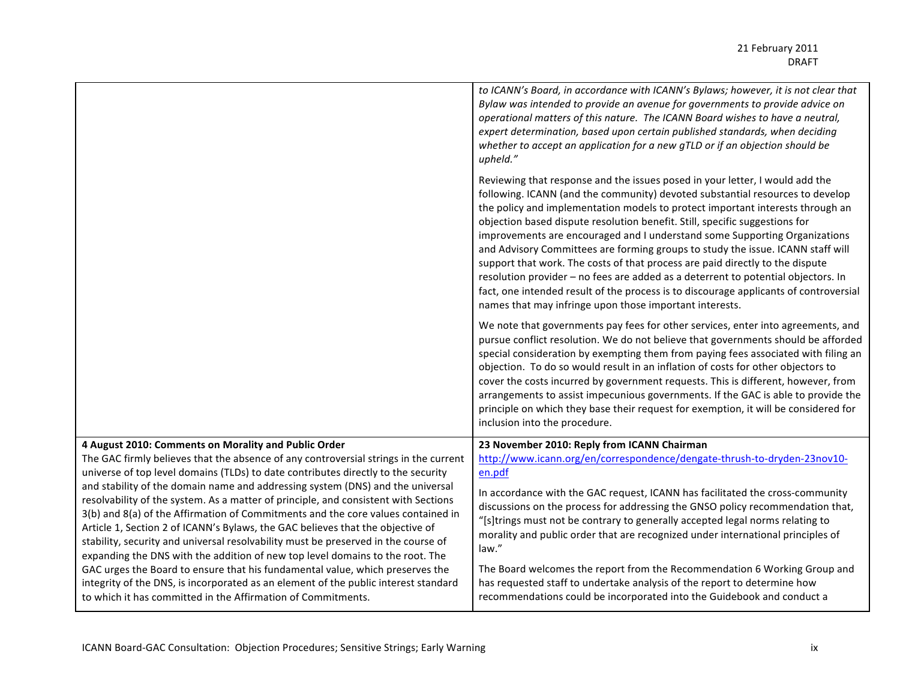| | |
|---|---|
| | *to ICANN's Board, in accordance with ICANN's Bylaws; however, it is not clear that Bylaw was intended to provide an avenue for governments to provide advice on operational matters of this nature. The ICANN Board wishes to have a neutral, expert determination, based upon certain published standards, when deciding whether to accept an application for a new gTLD or if an objection should be upheld."*<br><br>Reviewing that response and the issues posed in your letter, I would add the following. ICANN (and the community) devoted substantial resources to develop the policy and implementation models to protect important interests through an objection based dispute resolution benefit. Still, specific suggestions for improvements are encouraged and I understand some Supporting Organizations and Advisory Committees are forming groups to study the issue. ICANN staff will support that work. The costs of that process are paid directly to the dispute resolution provider – no fees are added as a deterrent to potential objectors. In fact, one intended result of the process is to discourage applicants of controversial names that may infringe upon those important interests.<br><br>We note that governments pay fees for other services, enter into agreements, and pursue conflict resolution. We do not believe that governments should be afforded special consideration by exempting them from paying fees associated with filing an objection. To do so would result in an inflation of costs for other objectors to cover the costs incurred by government requests. This is different, however, from arrangements to assist impecunious governments. If the GAC is able to provide the principle on which they base their request for exemption, it will be considered for inclusion into the procedure. |
| **4 August 2010: Comments on Morality and Public Order**<br>The GAC firmly believes that the absence of any controversial strings in the current universe of top level domains (TLDs) to date contributes directly to the security and stability of the domain name and addressing system (DNS) and the universal resolvability of the system. As a matter of principle, and consistent with Sections 3(b) and 8(a) of the Affirmation of Commitments and the core values contained in Article 1, Section 2 of ICANN's Bylaws, the GAC believes that the objective of stability, security and universal resolvability must be preserved in the course of expanding the DNS with the addition of new top level domains to the root. The GAC urges the Board to ensure that his fundamental value, which preserves the integrity of the DNS, is incorporated as an element of the public interest standard to which it has committed in the Affirmation of Commitments. | **23 November 2010: Reply from ICANN Chairman**<br>http://www.icann.org/en/correspondence/dengate-thrush-to-dryden-23nov10-en.pdf<br><br>In accordance with the GAC request, ICANN has facilitated the cross-community discussions on the process for addressing the GNSO policy recommendation that, "[s]trings must not be contrary to generally accepted legal norms relating to morality and public order that are recognized under international principles of law."<br><br>The Board welcomes the report from the Recommendation 6 Working Group and has requested staff to undertake analysis of the report to determine how recommendations could be incorporated into the Guidebook and conduct a |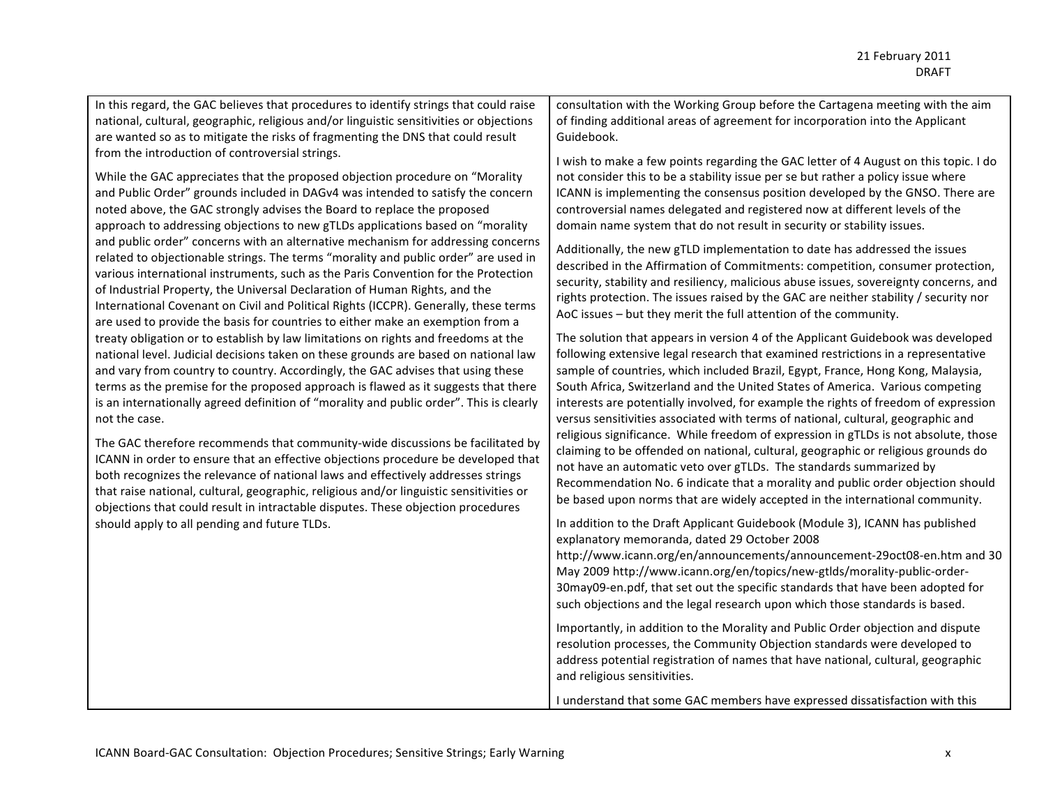| | |
|---|---|
| In this regard, the GAC believes that procedures to identify strings that could raise national, cultural, geographic, religious and/or linguistic sensitivities or objections are wanted so as to mitigate the risks of fragmenting the DNS that could result from the introduction of controversial strings.<br><br>While the GAC appreciates that the proposed objection procedure on "Morality and Public Order" grounds included in DAGv4 was intended to satisfy the concern noted above, the GAC strongly advises the Board to replace the proposed approach to addressing objections to new gTLDs applications based on "morality and public order" concerns with an alternative mechanism for addressing concerns related to objectionable strings. The terms "morality and public order" are used in various international instruments, such as the Paris Convention for the Protection of Industrial Property, the Universal Declaration of Human Rights, and the International Covenant on Civil and Political Rights (ICCPR). Generally, these terms are used to provide the basis for countries to either make an exemption from a treaty obligation or to establish by law limitations on rights and freedoms at the national level. Judicial decisions taken on these grounds are based on national law and vary from country to country. Accordingly, the GAC advises that using these terms as the premise for the proposed approach is flawed as it suggests that there is an internationally agreed definition of "morality and public order". This is clearly not the case.<br><br>The GAC therefore recommends that community-wide discussions be facilitated by ICANN in order to ensure that an effective objections procedure be developed that both recognizes the relevance of national laws and effectively addresses strings that raise national, cultural, geographic, religious and/or linguistic sensitivities or objections that could result in intractable disputes. These objection procedures should apply to all pending and future TLDs. | consultation with the Working Group before the Cartagena meeting with the aim of finding additional areas of agreement for incorporation into the Applicant Guidebook.<br><br>I wish to make a few points regarding the GAC letter of 4 August on this topic. I do not consider this to be a stability issue per se but rather a policy issue where ICANN is implementing the consensus position developed by the GNSO. There are controversial names delegated and registered now at different levels of the domain name system that do not result in security or stability issues.<br><br>Additionally, the new gTLD implementation to date has addressed the issues described in the Affirmation of Commitments: competition, consumer protection, security, stability and resiliency, malicious abuse issues, sovereignty concerns, and rights protection. The issues raised by the GAC are neither stability / security nor AoC issues – but they merit the full attention of the community.<br><br>The solution that appears in version 4 of the Applicant Guidebook was developed following extensive legal research that examined restrictions in a representative sample of countries, which included Brazil, Egypt, France, Hong Kong, Malaysia, South Africa, Switzerland and the United States of America. Various competing interests are potentially involved, for example the rights of freedom of expression versus sensitivities associated with terms of national, cultural, geographic and religious significance. While freedom of expression in gTLDs is not absolute, those claiming to be offended on national, cultural, geographic or religious grounds do not have an automatic veto over gTLDs. The standards summarized by Recommendation No. 6 indicate that a morality and public order objection should be based upon norms that are widely accepted in the international community.<br><br>In addition to the Draft Applicant Guidebook (Module 3), ICANN has published explanatory memoranda, dated 29 October 2008 http://www.icann.org/en/announcements/announcement-29oct08-en.htm and 30 May 2009 http://www.icann.org/en/topics/new-gtlds/morality-public-order-30may09-en.pdf, that set out the specific standards that have been adopted for such objections and the legal research upon which those standards is based.<br><br>Importantly, in addition to the Morality and Public Order objection and dispute resolution processes, the Community Objection standards were developed to address potential registration of names that have national, cultural, geographic and religious sensitivities.<br><br>I understand that some GAC members have expressed dissatisfaction with this |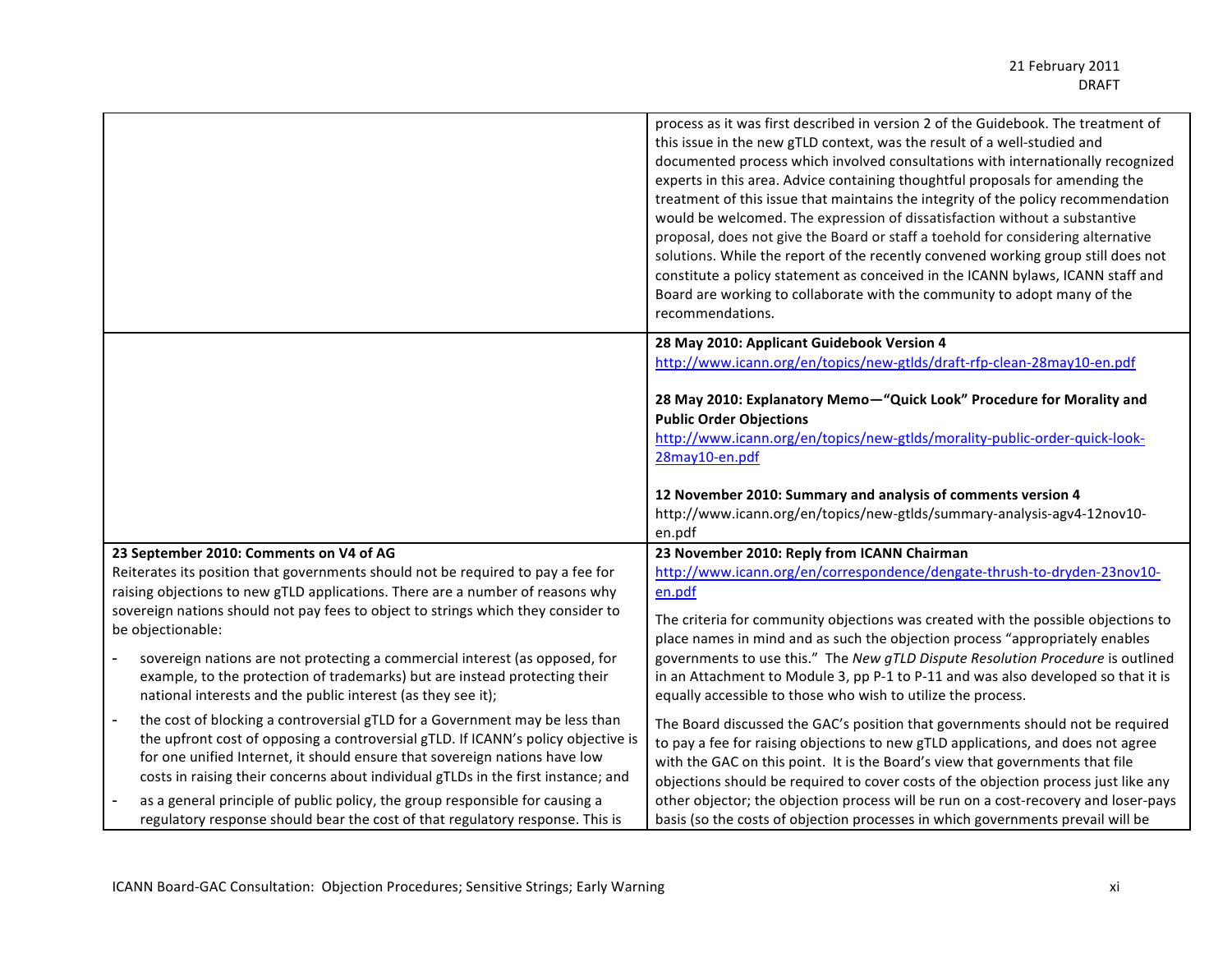| | |
|---|---|
| | process as it was first described in version 2 of the Guidebook. The treatment of this issue in the new gTLD context, was the result of a well-studied and documented process which involved consultations with internationally recognized experts in this area. Advice containing thoughtful proposals for amending the treatment of this issue that maintains the integrity of the policy recommendation would be welcomed. The expression of dissatisfaction without a substantive proposal, does not give the Board or staff a toehold for considering alternative solutions. While the report of the recently convened working group still does not constitute a policy statement as conceived in the ICANN bylaws, ICANN staff and Board are working to collaborate with the community to adopt many of the recommendations. |
| | **28 May 2010: Applicant Guidebook Version 4**<br>http://www.icann.org/en/topics/new-gtlds/draft-rfp-clean-28may10-en.pdf<br><br>**28 May 2010: Explanatory Memo—"Quick Look" Procedure for Morality and Public Order Objections**<br>http://www.icann.org/en/topics/new-gtlds/morality-public-order-quick-look-28may10-en.pdf<br><br>**12 November 2010: Summary and analysis of comments version 4**<br>http://www.icann.org/en/topics/new-gtlds/summary-analysis-agv4-12nov10-en.pdf |
| **23 September 2010: Comments on V4 of AG**<br>Reiterates its position that governments should not be required to pay a fee for raising objections to new gTLD applications. There are a number of reasons why sovereign nations should not pay fees to object to strings which they consider to be objectionable:<br>- sovereign nations are not protecting a commercial interest (as opposed, for example, to the protection of trademarks) but are instead protecting their national interests and the public interest (as they see it);<br>- the cost of blocking a controversial gTLD for a Government may be less than the upfront cost of opposing a controversial gTLD. If ICANN's policy objective is for one unified Internet, it should ensure that sovereign nations have low costs in raising their concerns about individual gTLDs in the first instance; and<br>- as a general principle of public policy, the group responsible for causing a regulatory response should bear the cost of that regulatory response. This is | **23 November 2010: Reply from ICANN Chairman**<br>http://www.icann.org/en/correspondence/dengate-thrush-to-dryden-23nov10-en.pdf<br><br>The criteria for community objections was created with the possible objections to place names in mind and as such the objection process "appropriately enables governments to use this." The *New gTLD Dispute Resolution Procedure* is outlined in an Attachment to Module 3, pp P-1 to P-11 and was also developed so that it is equally accessible to those who wish to utilize the process.<br><br>The Board discussed the GAC's position that governments should not be required to pay a fee for raising objections to new gTLD applications, and does not agree with the GAC on this point. It is the Board's view that governments that file objections should be required to cover costs of the objection process just like any other objector; the objection process will be run on a cost-recovery and loser-pays basis (so the costs of objection processes in which governments prevail will be |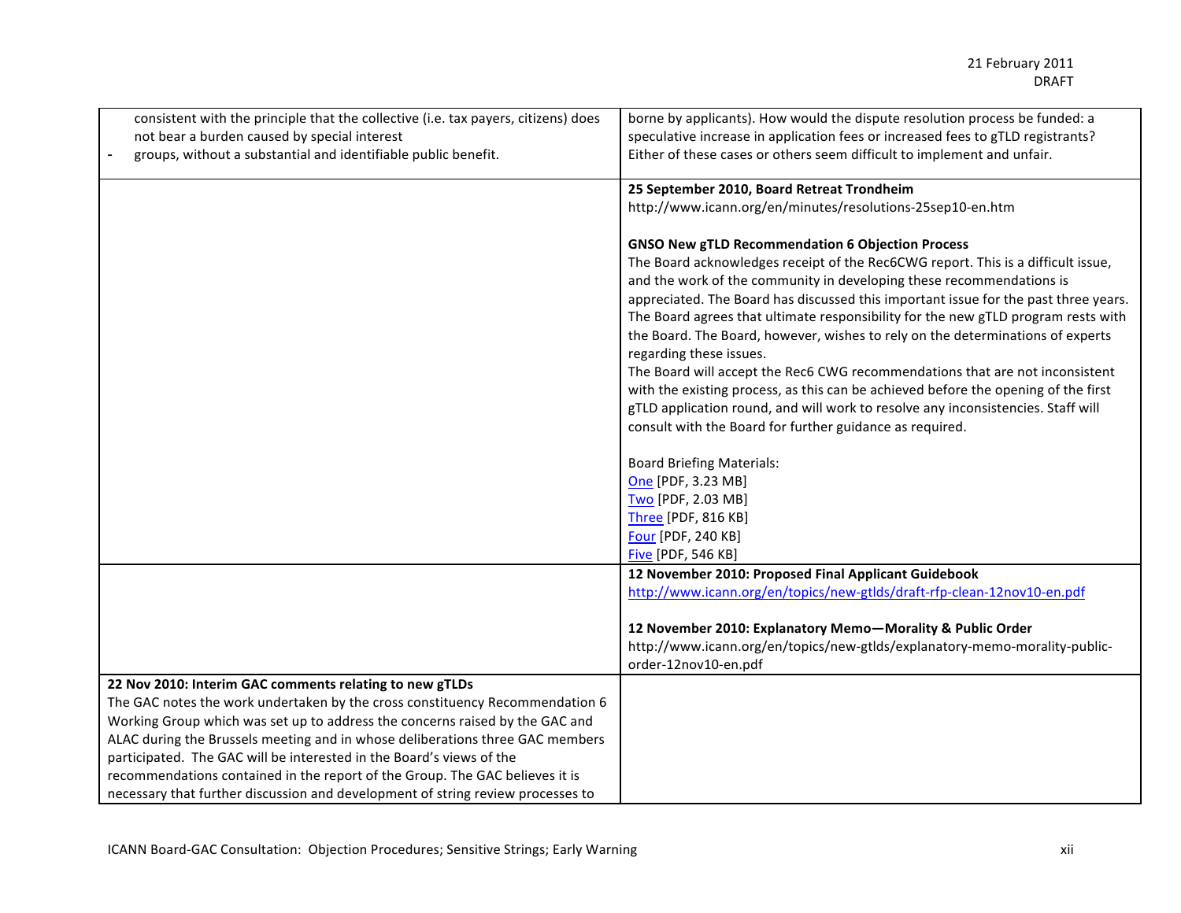| | |
|---|---|
| consistent with the principle that the collective (i.e. tax payers, citizens) does not bear a burden caused by special interest<br>- groups, without a substantial and identifiable public benefit. | borne by applicants). How would the dispute resolution process be funded: a speculative increase in application fees or increased fees to gTLD registrants? Either of these cases or others seem difficult to implement and unfair. |
| | **25 September 2010, Board Retreat Trondheim**<br>http://www.icann.org/en/minutes/resolutions-25sep10-en.htm<br><br>**GNSO New gTLD Recommendation 6 Objection Process**<br>The Board acknowledges receipt of the Rec6CWG report. This is a difficult issue, and the work of the community in developing these recommendations is appreciated. The Board has discussed this important issue for the past three years. The Board agrees that ultimate responsibility for the new gTLD program rests with the Board. The Board, however, wishes to rely on the determinations of experts regarding these issues.<br>The Board will accept the Rec6 CWG recommendations that are not inconsistent with the existing process, as this can be achieved before the opening of the first gTLD application round, and will work to resolve any inconsistencies. Staff will consult with the Board for further guidance as required.<br><br>Board Briefing Materials:<br>One [PDF, 3.23 MB]<br>Two [PDF, 2.03 MB]<br>Three [PDF, 816 KB]<br>Four [PDF, 240 KB]<br>Five [PDF, 546 KB] |
| | **12 November 2010: Proposed Final Applicant Guidebook**<br>http://www.icann.org/en/topics/new-gtlds/draft-rfp-clean-12nov10-en.pdf<br><br>**12 November 2010: Explanatory Memo—Morality & Public Order**<br>http://www.icann.org/en/topics/new-gtlds/explanatory-memo-morality-public-order-12nov10-en.pdf |
| **22 Nov 2010: Interim GAC comments relating to new gTLDs**<br>The GAC notes the work undertaken by the cross constituency Recommendation 6 Working Group which was set up to address the concerns raised by the GAC and ALAC during the Brussels meeting and in whose deliberations three GAC members participated. The GAC will be interested in the Board's views of the recommendations contained in the report of the Group. The GAC believes it is necessary that further discussion and development of string review processes to | |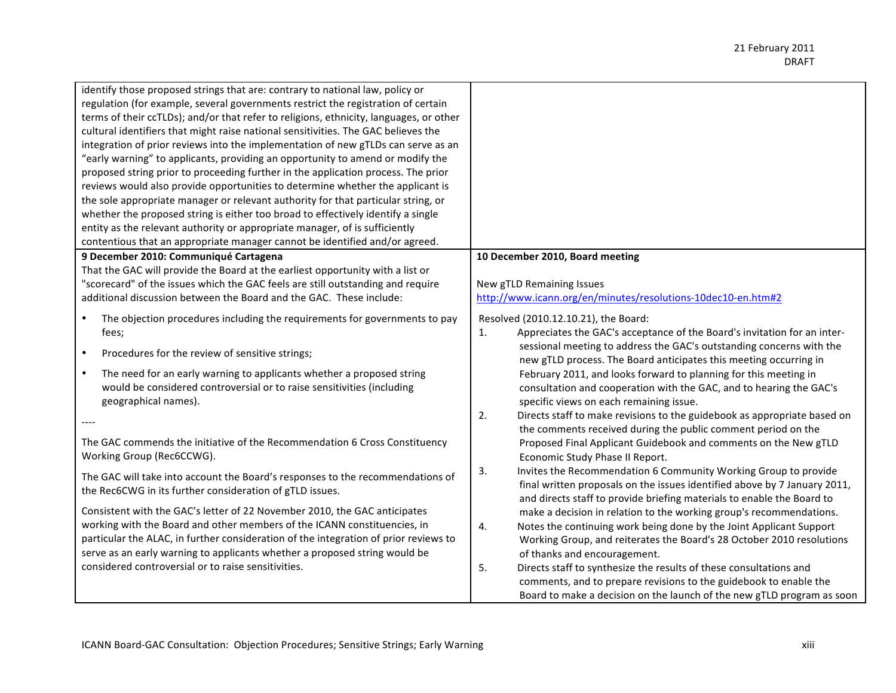| | |
|---|---|
| identify those proposed strings that are: contrary to national law, policy or regulation (for example, several governments restrict the registration of certain terms of their ccTLDs); and/or that refer to religions, ethnicity, languages, or other cultural identifiers that might raise national sensitivities. The GAC believes the integration of prior reviews into the implementation of new gTLDs can serve as an "early warning" to applicants, providing an opportunity to amend or modify the proposed string prior to proceeding further in the application process. The prior reviews would also provide opportunities to determine whether the applicant is the sole appropriate manager or relevant authority for that particular string, or whether the proposed string is either too broad to effectively identify a single entity as the relevant authority or appropriate manager, of is sufficiently contentious that an appropriate manager cannot be identified and/or agreed. | |
| **9 December 2010: Communiqué Cartagena**<br>That the GAC will provide the Board at the earliest opportunity with a list or "scorecard" of the issues which the GAC feels are still outstanding and require additional discussion between the Board and the GAC. These include:<br>• The objection procedures including the requirements for governments to pay fees;<br>• Procedures for the review of sensitive strings;<br>• The need for an early warning to applicants whether a proposed string would be considered controversial or to raise sensitivities (including geographical names).<br>----<br>The GAC commends the initiative of the Recommendation 6 Cross Constituency Working Group (Rec6CCWG).<br>The GAC will take into account the Board's responses to the recommendations of the Rec6CWG in its further consideration of gTLD issues.<br>Consistent with the GAC's letter of 22 November 2010, the GAC anticipates working with the Board and other members of the ICANN constituencies, in particular the ALAC, in further consideration of the integration of prior reviews to serve as an early warning to applicants whether a proposed string would be considered controversial or to raise sensitivities. | **10 December 2010, Board meeting**<br><br>New gTLD Remaining Issues<br>http://www.icann.org/en/minutes/resolutions-10dec10-en.htm#2<br><br>Resolved (2010.12.10.21), the Board:<br>1. Appreciates the GAC's acceptance of the Board's invitation for an inter-sessional meeting to address the GAC's outstanding concerns with the new gTLD process. The Board anticipates this meeting occurring in February 2011, and looks forward to planning for this meeting in consultation and cooperation with the GAC, and to hearing the GAC's specific views on each remaining issue.<br>2. Directs staff to make revisions to the guidebook as appropriate based on the comments received during the public comment period on the Proposed Final Applicant Guidebook and comments on the New gTLD Economic Study Phase II Report.<br>3. Invites the Recommendation 6 Community Working Group to provide final written proposals on the issues identified above by 7 January 2011, and directs staff to provide briefing materials to enable the Board to make a decision in relation to the working group's recommendations.<br>4. Notes the continuing work being done by the Joint Applicant Support Working Group, and reiterates the Board's 28 October 2010 resolutions of thanks and encouragement.<br>5. Directs staff to synthesize the results of these consultations and comments, and to prepare revisions to the guidebook to enable the Board to make a decision on the launch of the new gTLD program as soon |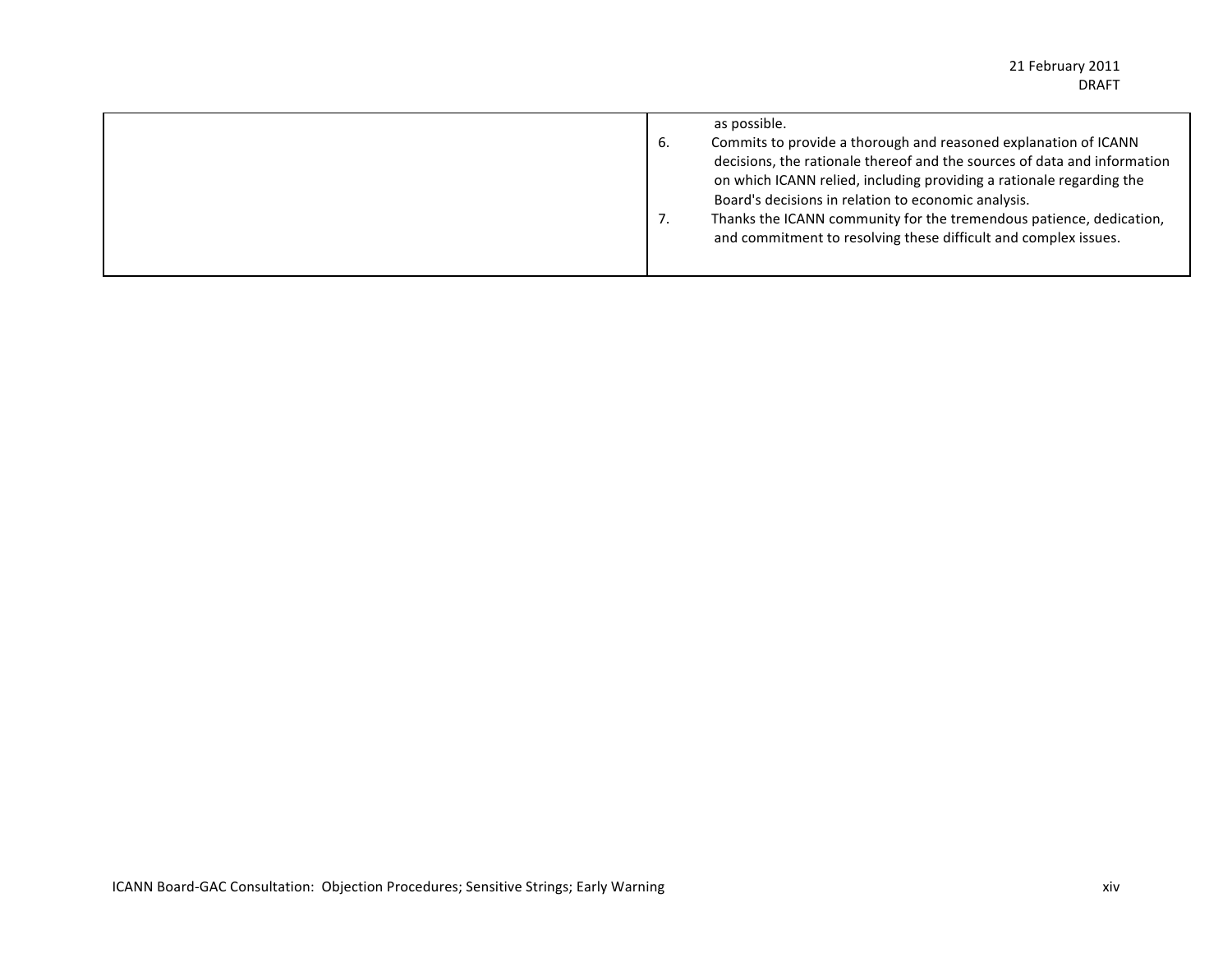| | |
|---|---|
| | as possible.<br>6. Commits to provide a thorough and reasoned explanation of ICANN decisions, the rationale thereof and the sources of data and information on which ICANN relied, including providing a rationale regarding the Board's decisions in relation to economic analysis.<br>7. Thanks the ICANN community for the tremendous patience, dedication, and commitment to resolving these difficult and complex issues. |